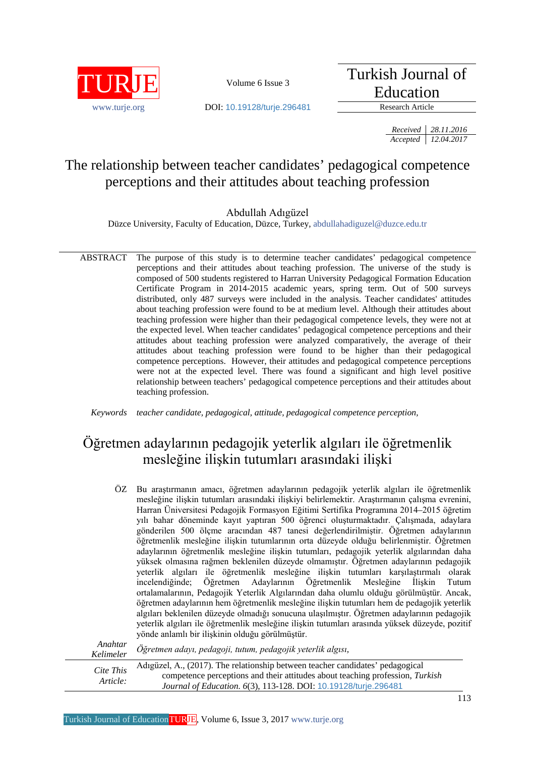TURJE

www.turje.org

Volume 6 Issue 3

DOI: 10.19128/turje.296481

Turkish Journal of Education

Research Article

| *Received* | *28.11.2016* |
|---|---|
| *Accepted* | *12.04.2017* |

# The relationship between teacher candidates' pedagogical competence perceptions and their attitudes about teaching profession

Abdullah Adıgüzel

Düzce University, Faculty of Education, Düzce, Turkey, abdullahadiguzel@duzce.edu.tr

**ABSTRACT** The purpose of this study is to determine teacher candidates' pedagogical competence perceptions and their attitudes about teaching profession. The universe of the study is composed of 500 students registered to Harran University Pedagogical Formation Education Certificate Program in 2014-2015 academic years, spring term. Out of 500 surveys distributed, only 487 surveys were included in the analysis. Teacher candidates' attitudes about teaching profession were found to be at medium level. Although their attitudes about teaching profession were higher than their pedagogical competence levels, they were not at the expected level. When teacher candidates' pedagogical competence perceptions and their attitudes about teaching profession were analyzed comparatively, the average of their attitudes about teaching profession were found to be higher than their pedagogical competence perceptions. However, their attitudes and pedagogical competence perceptions were not at the expected level. There was found a significant and high level positive relationship between teachers' pedagogical competence perceptions and their attitudes about teaching profession.

*Keywords* *teacher candidate, pedagogical, attitude, pedagogical competence perception,*

# Öğretmen adaylarının pedagojik yeterlik algıları ile öğretmenlik mesleğine ilişkin tutumları arasındaki ilişki

**ÖZ** Bu araştırmanın amacı, öğretmen adaylarının pedagojik yeterlik algıları ile öğretmenlik mesleğine ilişkin tutumları arasındaki ilişkiyi belirlemektir. Araştırmanın çalışma evrenini, Harran Üniversitesi Pedagojik Formasyon Eğitimi Sertifika Programına 2014–2015 öğretim yılı bahar döneminde kayıt yaptıran 500 öğrenci oluşturmaktadır. Çalışmada, adaylara gönderilen 500 ölçme aracından 487 tanesi değerlendirilmiştir. Öğretmen adaylarının öğretmenlik mesleğine ilişkin tutumlarının orta düzeyde olduğu belirlenmiştir. Öğretmen adaylarının öğretmenlik mesleğine ilişkin tutumları, pedagojik yeterlik algılarından daha yüksek olmasına rağmen beklenilen düzeyde olmamıştır. Öğretmen adaylarının pedagojik yeterlik algıları ile öğretmenlik mesleğine ilişkin tutumları karşılaştırmalı olarak incelendiğinde; Öğretmen Adaylarının Öğretmenlik Mesleğine İlişkin Tutum ortalamalarının, Pedagojik Yeterlik Algılarından daha olumlu olduğu görülmüştür. Ancak, öğretmen adaylarının hem öğretmenlik mesleğine ilişkin tutumları hem de pedagojik yeterlik algıları beklenilen düzeyde olmadığı sonucuna ulaşılmıştır. Öğretmen adaylarının pedagojik yeterlik algıları ile öğretmenlik mesleğine ilişkin tutumları arasında yüksek düzeyde, pozitif yönde anlamlı bir ilişkinin olduğu görülmüştür.

*Anahtar Kelimeler* *Öğretmen adayı, pedagoji, tutum, pedagojik yeterlik algısı,*

*Cite This Article:* Adıgüzel, A., (2017). The relationship between teacher candidates' pedagogical competence perceptions and their attitudes about teaching profession, *Turkish Journal of Education. 6*(3), 113-128. DOI: 10.19128/turje.296481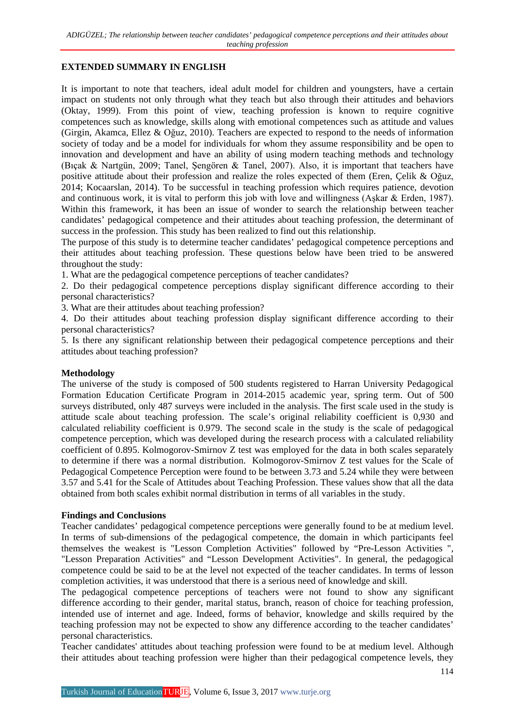## EXTENDED SUMMARY IN ENGLISH

It is important to note that teachers, ideal adult model for children and youngsters, have a certain impact on students not only through what they teach but also through their attitudes and behaviors (Oktay, 1999). From this point of view, teaching profession is known to require cognitive competences such as knowledge, skills along with emotional competences such as attitude and values (Girgin, Akamca, Ellez & Oğuz, 2010). Teachers are expected to respond to the needs of information society of today and be a model for individuals for whom they assume responsibility and be open to innovation and development and have an ability of using modern teaching methods and technology (Bıçak & Nartgün, 2009; Tanel, Şengören & Tanel, 2007). Also, it is important that teachers have positive attitude about their profession and realize the roles expected of them (Eren, Çelik & Oğuz, 2014; Kocaarslan, 2014). To be successful in teaching profession which requires patience, devotion and continuous work, it is vital to perform this job with love and willingness (Aşkar & Erden, 1987). Within this framework, it has been an issue of wonder to search the relationship between teacher candidates' pedagogical competence and their attitudes about teaching profession, the determinant of success in the profession. This study has been realized to find out this relationship.

The purpose of this study is to determine teacher candidates' pedagogical competence perceptions and their attitudes about teaching profession. These questions below have been tried to be answered throughout the study:

1. What are the pedagogical competence perceptions of teacher candidates?
2. Do their pedagogical competence perceptions display significant difference according to their personal characteristics?
3. What are their attitudes about teaching profession?
4. Do their attitudes about teaching profession display significant difference according to their personal characteristics?
5. Is there any significant relationship between their pedagogical competence perceptions and their attitudes about teaching profession?

### Methodology

The universe of the study is composed of 500 students registered to Harran University Pedagogical Formation Education Certificate Program in 2014-2015 academic year, spring term. Out of 500 surveys distributed, only 487 surveys were included in the analysis. The first scale used in the study is attitude scale about teaching profession. The scale's original reliability coefficient is 0,930 and calculated reliability coefficient is 0.979. The second scale in the study is the scale of pedagogical competence perception, which was developed during the research process with a calculated reliability coefficient of 0.895. Kolmogorov-Smirnov Z test was employed for the data in both scales separately to determine if there was a normal distribution. Kolmogorov-Smirnov Z test values for the Scale of Pedagogical Competence Perception were found to be between 3.73 and 5.24 while they were between 3.57 and 5.41 for the Scale of Attitudes about Teaching Profession. These values show that all the data obtained from both scales exhibit normal distribution in terms of all variables in the study.

### Findings and Conclusions

Teacher candidates' pedagogical competence perceptions were generally found to be at medium level. In terms of sub-dimensions of the pedagogical competence, the domain in which participants feel themselves the weakest is "Lesson Completion Activities" followed by "Pre-Lesson Activities ", "Lesson Preparation Activities" and "Lesson Development Activities". In general, the pedagogical competence could be said to be at the level not expected of the teacher candidates. In terms of lesson completion activities, it was understood that there is a serious need of knowledge and skill.

The pedagogical competence perceptions of teachers were not found to show any significant difference according to their gender, marital status, branch, reason of choice for teaching profession, intended use of internet and age. Indeed, forms of behavior, knowledge and skills required by the teaching profession may not be expected to show any difference according to the teacher candidates' personal characteristics.

Teacher candidates' attitudes about teaching profession were found to be at medium level. Although their attitudes about teaching profession were higher than their pedagogical competence levels, they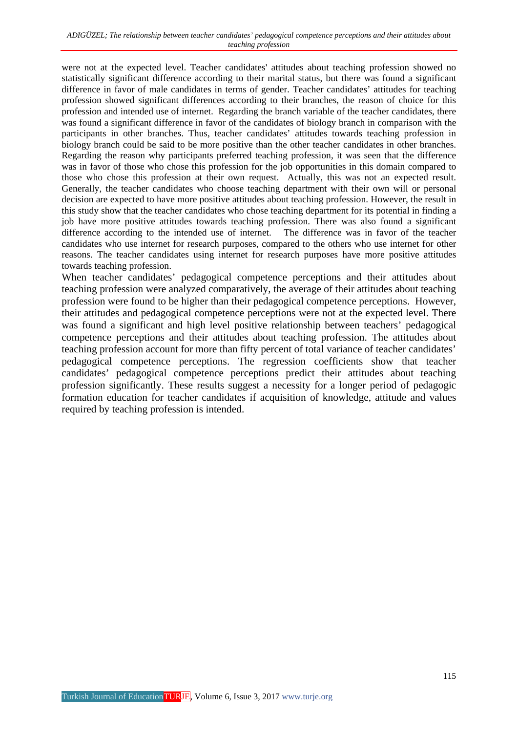were not at the expected level. Teacher candidates' attitudes about teaching profession showed no statistically significant difference according to their marital status, but there was found a significant difference in favor of male candidates in terms of gender. Teacher candidates' attitudes for teaching profession showed significant differences according to their branches, the reason of choice for this profession and intended use of internet. Regarding the branch variable of the teacher candidates, there was found a significant difference in favor of the candidates of biology branch in comparison with the participants in other branches. Thus, teacher candidates' attitudes towards teaching profession in biology branch could be said to be more positive than the other teacher candidates in other branches. Regarding the reason why participants preferred teaching profession, it was seen that the difference was in favor of those who chose this profession for the job opportunities in this domain compared to those who chose this profession at their own request. Actually, this was not an expected result. Generally, the teacher candidates who choose teaching department with their own will or personal decision are expected to have more positive attitudes about teaching profession. However, the result in this study show that the teacher candidates who chose teaching department for its potential in finding a job have more positive attitudes towards teaching profession. There was also found a significant difference according to the intended use of internet. The difference was in favor of the teacher candidates who use internet for research purposes, compared to the others who use internet for other reasons. The teacher candidates using internet for research purposes have more positive attitudes towards teaching profession.

When teacher candidates' pedagogical competence perceptions and their attitudes about teaching profession were analyzed comparatively, the average of their attitudes about teaching profession were found to be higher than their pedagogical competence perceptions. However, their attitudes and pedagogical competence perceptions were not at the expected level. There was found a significant and high level positive relationship between teachers' pedagogical competence perceptions and their attitudes about teaching profession. The attitudes about teaching profession account for more than fifty percent of total variance of teacher candidates' pedagogical competence perceptions. The regression coefficients show that teacher candidates' pedagogical competence perceptions predict their attitudes about teaching profession significantly. These results suggest a necessity for a longer period of pedagogic formation education for teacher candidates if acquisition of knowledge, attitude and values required by teaching profession is intended.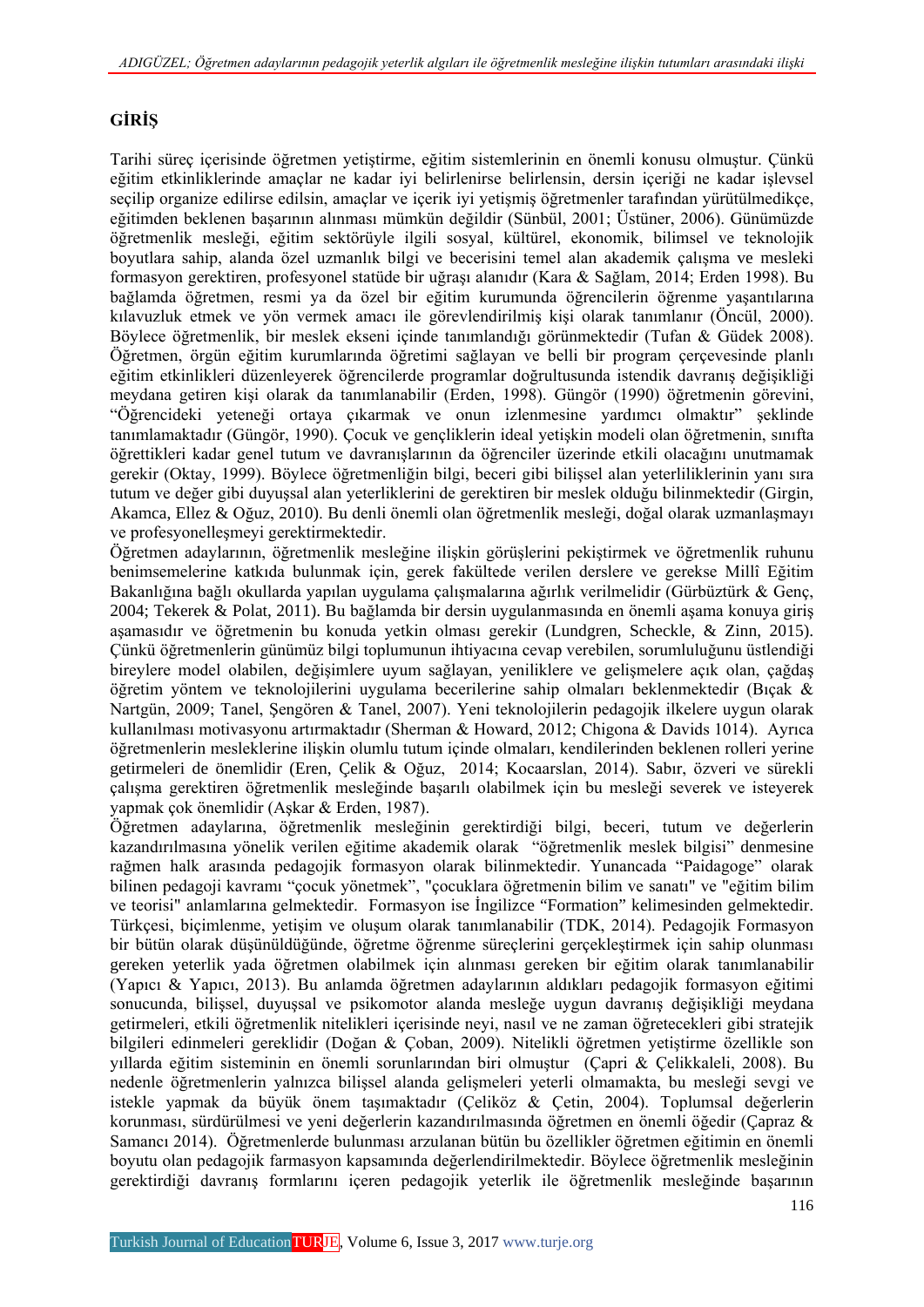## GİRİŞ

Tarihi süreç içerisinde öğretmen yetiştirme, eğitim sistemlerinin en önemli konusu olmuştur. Çünkü eğitim etkinliklerinde amaçlar ne kadar iyi belirlenirse belirlensin, dersin içeriği ne kadar işlevsel seçilip organize edilirse edilsin, amaçlar ve içerik iyi yetişmiş öğretmenler tarafından yürütülmedikçe, eğitimden beklenen başarının alınması mümkün değildir (Sünbül, 2001; Üstüner, 2006). Günümüzde öğretmenlik mesleği, eğitim sektörüyle ilgili sosyal, kültürel, ekonomik, bilimsel ve teknolojik boyutlara sahip, alanda özel uzmanlık bilgi ve becerisini temel alan akademik çalışma ve mesleki formasyon gerektiren, profesyonel statüde bir uğraşı alanıdır (Kara & Sağlam, 2014; Erden 1998). Bu bağlamda öğretmen, resmi ya da özel bir eğitim kurumunda öğrencilerin öğrenme yaşantılarına kılavuzluk etmek ve yön vermek amacı ile görevlendirilmiş kişi olarak tanımlanır (Öncül, 2000). Böylece öğretmenlik, bir meslek ekseni içinde tanımlandığı görünmektedir (Tufan & Güdek 2008). Öğretmen, örgün eğitim kurumlarında öğretimi sağlayan ve belli bir program çerçevesinde planlı eğitim etkinlikleri düzenleyerek öğrencilerde programlar doğrultusunda istendik davranış değişikliği meydana getiren kişi olarak da tanımlanabilir (Erden, 1998). Güngör (1990) öğretmenin görevini, "Öğrencideki yeteneği ortaya çıkarmak ve onun izlenmesine yardımcı olmaktır" şeklinde tanımlamaktadır (Güngör, 1990). Çocuk ve gençliklerin ideal yetişkin modeli olan öğretmenin, sınıfta öğrettikleri kadar genel tutum ve davranışlarının da öğrenciler üzerinde etkili olacağını unutmamak gerekir (Oktay, 1999). Böylece öğretmenliğin bilgi, beceri gibi bilişsel alan yeterliliklerinin yanı sıra tutum ve değer gibi duyuşsal alan yeterliklerini de gerektiren bir meslek olduğu bilinmektedir (Girgin, Akamca, Ellez & Oğuz, 2010). Bu denli önemli olan öğretmenlik mesleği, doğal olarak uzmanlaşmayı ve profesyonelleşmeyi gerektirmektedir.

Öğretmen adaylarının, öğretmenlik mesleğine ilişkin görüşlerini pekiştirmek ve öğretmenlik ruhunu benimsemelerine katkıda bulunmak için, gerek fakültede verilen derslere ve gerekse Millî Eğitim Bakanlığına bağlı okullarda yapılan uygulama çalışmalarına ağırlık verilmelidir (Gürbüztürk & Genç, 2004; Tekerek & Polat, 2011). Bu bağlamda bir dersin uygulanmasında en önemli aşama konuya giriş aşamasıdır ve öğretmenin bu konuda yetkin olması gerekir (Lundgren, Scheckle, & Zinn, 2015). Çünkü öğretmenlerin günümüz bilgi toplumunun ihtiyacına cevap verebilen, sorumluluğunu üstlendiği bireylere model olabilen, değişimlere uyum sağlayan, yeniliklere ve gelişmelere açık olan, çağdaş öğretim yöntem ve teknolojilerini uygulama becerilerine sahip olmaları beklenmektedir (Bıçak & Nartgün, 2009; Tanel, Şengören & Tanel, 2007). Yeni teknolojilerin pedagojik ilkelere uygun olarak kullanılması motivasyonu artırmaktadır (Sherman & Howard, 2012; Chigona & Davids 1014). Ayrıca öğretmenlerin mesleklerine ilişkin olumlu tutum içinde olmaları, kendilerinden beklenen rolleri yerine getirmeleri de önemlidir (Eren, Çelik & Oğuz, 2014; Kocaarslan, 2014). Sabır, özveri ve sürekli çalışma gerektiren öğretmenlik mesleğinde başarılı olabilmek için bu mesleği severek ve isteyerek yapmak çok önemlidir (Aşkar & Erden, 1987).

Öğretmen adaylarına, öğretmenlik mesleğinin gerektirdiği bilgi, beceri, tutum ve değerlerin kazandırılmasına yönelik verilen eğitime akademik olarak "öğretmenlik meslek bilgisi" denmesine rağmen halk arasında pedagojik formasyon olarak bilinmektedir. Yunancada "Paidagoge" olarak bilinen pedagoji kavramı "çocuk yönetmek", "çocuklara öğretmenin bilim ve sanatı" ve "eğitim bilim ve teorisi" anlamlarına gelmektedir. Formasyon ise İngilizce "Formation" kelimesinden gelmektedir. Türkçesi, biçimlenme, yetişim ve oluşum olarak tanımlanabilir (TDK, 2014). Pedagojik Formasyon bir bütün olarak düşünüldüğünde, öğretme öğrenme süreçlerini gerçekleştirmek için sahip olunması gereken yeterlik yada öğretmen olabilmek için alınması gereken bir eğitim olarak tanımlanabilir (Yapıcı & Yapıcı, 2013). Bu anlamda öğretmen adaylarının aldıkları pedagojik formasyon eğitimi sonucunda, bilişsel, duyuşsal ve psikomotor alanda mesleğe uygun davranış değişikliği meydana getirmeleri, etkili öğretmenlik nitelikleri içerisinde neyi, nasıl ve ne zaman öğretecekleri gibi stratejik bilgileri edinmeleri gereklidir (Doğan & Çoban, 2009). Nitelikli öğretmen yetiştirme özellikle son yıllarda eğitim sisteminin en önemli sorunlarından biri olmuştur (Çapri & Çelikkaleli, 2008). Bu nedenle öğretmenlerin yalnızca bilişsel alanda gelişmeleri yeterli olmamakta, bu mesleği sevgi ve istekle yapmak da büyük önem taşımaktadır (Çeliköz & Çetin, 2004). Toplumsal değerlerin korunması, sürdürülmesi ve yeni değerlerin kazandırılmasında öğretmen en önemli öğedir (Çapraz & Samancı 2014). Öğretmenlerde bulunması arzulanan bütün bu özellikler öğretmen eğitimin en önemli boyutu olan pedagojik farmasyon kapsamında değerlendirilmektedir. Böylece öğretmenlik mesleğinin gerektirdiği davranış formlarını içeren pedagojik yeterlik ile öğretmenlik mesleğinde başarının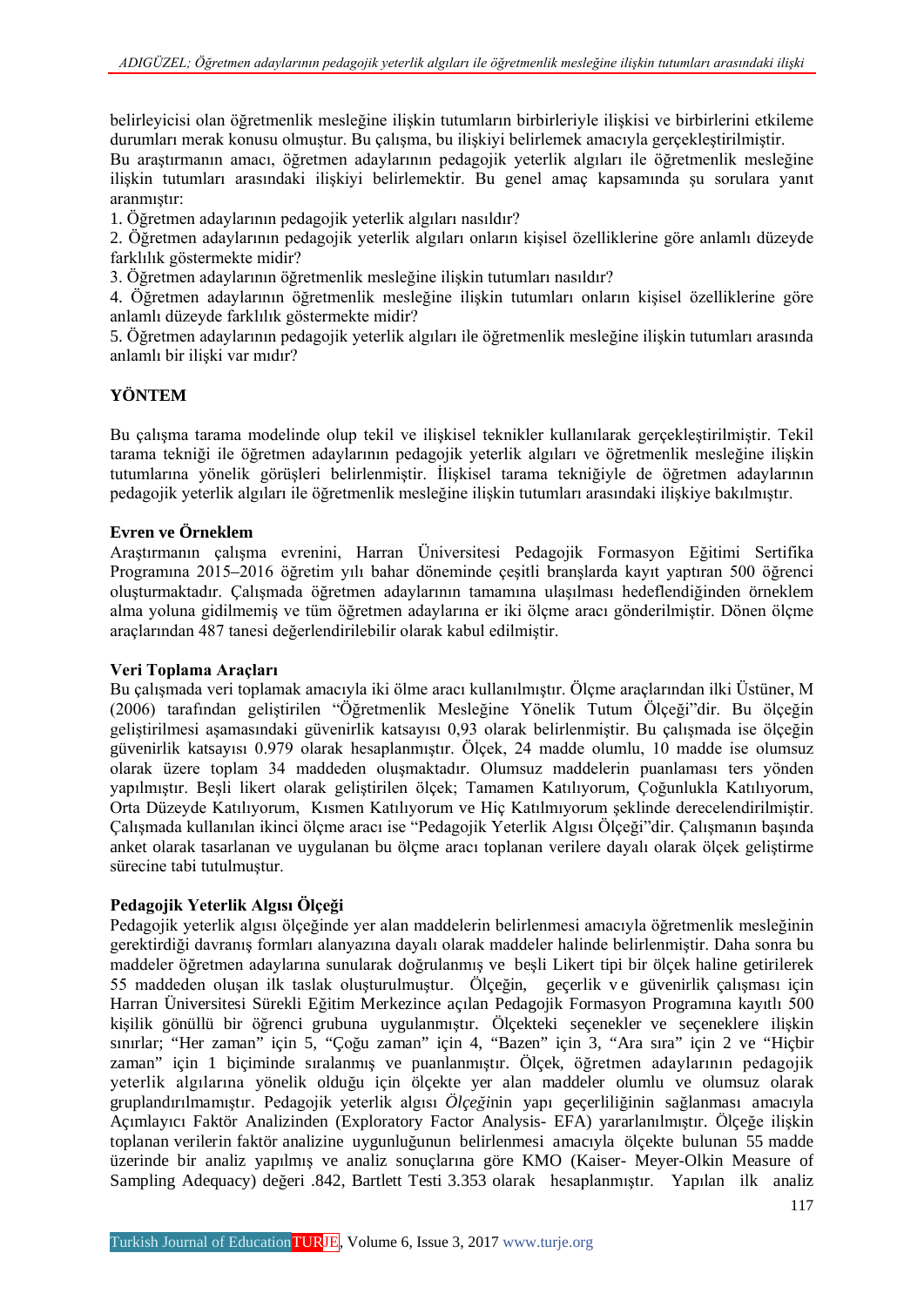belirleyicisi olan öğretmenlik mesleğine ilişkin tutumların birbirleriyle ilişkisi ve birbirlerini etkileme durumları merak konusu olmuştur. Bu çalışma, bu ilişkiyi belirlemek amacıyla gerçekleştirilmiştir.

Bu araştırmanın amacı, öğretmen adaylarının pedagojik yeterlik algıları ile öğretmenlik mesleğine ilişkin tutumları arasındaki ilişkiyi belirlemektir. Bu genel amaç kapsamında şu sorulara yanıt aranmıştır:

1. Öğretmen adaylarının pedagojik yeterlik algıları nasıldır?
2. Öğretmen adaylarının pedagojik yeterlik algıları onların kişisel özelliklerine göre anlamlı düzeyde farklılık göstermekte midir?
3. Öğretmen adaylarının öğretmenlik mesleğine ilişkin tutumları nasıldır?
4. Öğretmen adaylarının öğretmenlik mesleğine ilişkin tutumları onların kişisel özelliklerine göre anlamlı düzeyde farklılık göstermekte midir?
5. Öğretmen adaylarının pedagojik yeterlik algıları ile öğretmenlik mesleğine ilişkin tutumları arasında anlamlı bir ilişki var mıdır?

## YÖNTEM

Bu çalışma tarama modelinde olup tekil ve ilişkisel teknikler kullanılarak gerçekleştirilmiştir. Tekil tarama tekniği ile öğretmen adaylarının pedagojik yeterlik algıları ve öğretmenlik mesleğine ilişkin tutumlarına yönelik görüşleri belirlenmiştir. İlişkisel tarama tekniğiyle de öğretmen adaylarının pedagojik yeterlik algıları ile öğretmenlik mesleğine ilişkin tutumları arasındaki ilişkiye bakılmıştır.

### Evren ve Örneklem

Araştırmanın çalışma evrenini, Harran Üniversitesi Pedagojik Formasyon Eğitimi Sertifika Programına 2015–2016 öğretim yılı bahar döneminde çeşitli branşlarda kayıt yaptıran 500 öğrenci oluşturmaktadır. Çalışmada öğretmen adaylarının tamamına ulaşılması hedeflendiğinden örneklem alma yoluna gidilmemiş ve tüm öğretmen adaylarına er iki ölçme aracı gönderilmiştir. Dönen ölçme araçlarından 487 tanesi değerlendirilebilir olarak kabul edilmiştir.

### Veri Toplama Araçları

Bu çalışmada veri toplamak amacıyla iki ölme aracı kullanılmıştır. Ölçme araçlarından ilki Üstüner, M (2006) tarafından geliştirilen "Öğretmenlik Mesleğine Yönelik Tutum Ölçeği"dir. Bu ölçeğin geliştirilmesi aşamasındaki güvenirlik katsayısı 0,93 olarak belirlenmiştir. Bu çalışmada ise ölçeğin güvenirlik katsayısı 0.979 olarak hesaplanmıştır. Ölçek, 24 madde olumlu, 10 madde ise olumsuz olarak üzere toplam 34 maddeden oluşmaktadır. Olumsuz maddelerin puanlaması ters yönden yapılmıştır. Beşli likert olarak geliştirilen ölçek; Tamamen Katılıyorum, Çoğunlukla Katılıyorum, Orta Düzeyde Katılıyorum, Kısmen Katılıyorum ve Hiç Katılmıyorum şeklinde derecelendirilmiştir. Çalışmada kullanılan ikinci ölçme aracı ise "Pedagojik Yeterlik Algısı Ölçeği"dir. Çalışmanın başında anket olarak tasarlanan ve uygulanan bu ölçme aracı toplanan verilere dayalı olarak ölçek geliştirme sürecine tabi tutulmuştur.

### Pedagojik Yeterlik Algısı Ölçeği

Pedagojik yeterlik algısı ölçeğinde yer alan maddelerin belirlenmesi amacıyla öğretmenlik mesleğinin gerektirdiği davranış formları alanyazına dayalı olarak maddeler halinde belirlenmiştir. Daha sonra bu maddeler öğretmen adaylarına sunularak doğrulanmış ve beşli Likert tipi bir ölçek haline getirilerek 55 maddeden oluşan ilk taslak oluşturulmuştur. Ölçeğin, geçerlik ve güvenirlik çalışması için Harran Üniversitesi Sürekli Eğitim Merkezince açılan Pedagojik Formasyon Programına kayıtlı 500 kişilik gönüllü bir öğrenci grubuna uygulanmıştır. Ölçekteki seçenekler ve seçeneklere ilişkin sınırlar; "Her zaman" için 5, "Çoğu zaman" için 4, "Bazen" için 3, "Ara sıra" için 2 ve "Hiçbir zaman" için 1 biçiminde sıralanmış ve puanlanmıştır. Ölçek, öğretmen adaylarının pedagojik yeterlik algılarına yönelik olduğu için ölçekte yer alan maddeler olumlu ve olumsuz olarak gruplandırılmamıştır. Pedagojik yeterlik algısı *Ölçeği*nin yapı geçerliğinin sağlanması amacıyla Açımlayıcı Faktör Analizinden (Exploratory Factor Analysis- EFA) yararlanılmıştır. Ölçeğe ilişkin toplanan verilerin faktör analizine uygunluğunun belirlenmesi amacıyla ölçekte bulunan 55 madde üzerinde bir analiz yapılmış ve analiz sonuçlarına göre KMO (Kaiser- Meyer-Olkin Measure of Sampling Adequacy) değeri .842, Bartlett Testi 3.353 olarak hesaplanmıştır. Yapılan ilk analiz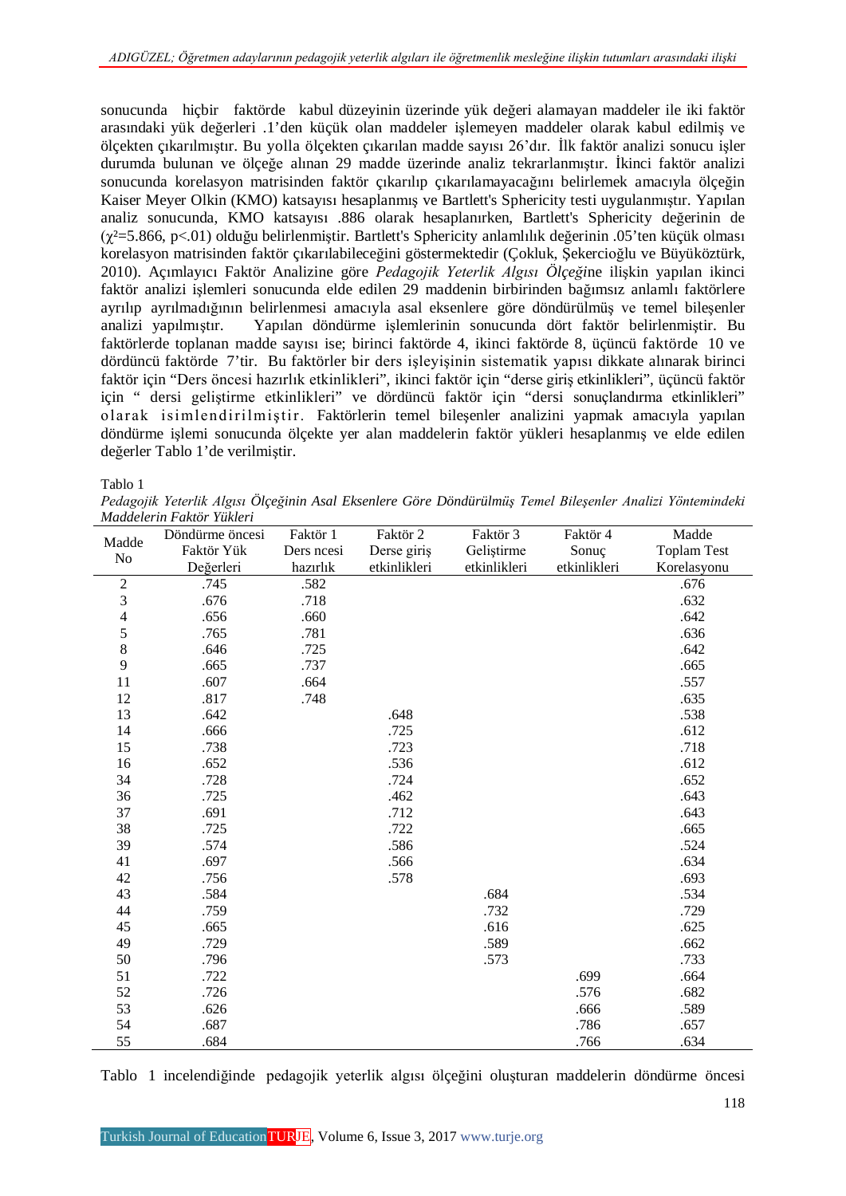sonucunda hiçbir faktörde kabul düzeyinin üzerinde yük değeri alamayan maddeler ile iki faktör arasındaki yük değerleri .1'den küçük olan maddeler işlemeyen maddeler olarak kabul edilmiş ve ölçekten çıkarılmıştır. Bu yolla ölçekten çıkarılan madde sayısı 26'dır. İlk faktör analizi sonucu işler durumda bulunan ve ölçeğe alınan 29 madde üzerinde analiz tekrarlanmıştır. İkinci faktör analizi sonucunda korelasyon matrisinden faktör çıkarılıp çıkarılamayacağını belirlemek amacıyla ölçeğin Kaiser Meyer Olkin (KMO) katsayısı hesaplanmış ve Bartlett's Sphericity testi uygulanmıştır. Yapılan analiz sonucunda, KMO katsayısı .886 olarak hesaplanırken, Bartlett's Sphericity değerinin de ($\chi^2$=5.866, p<.01) olduğu belirlenmiştir. Bartlett's Sphericity anlamlılık değerinin .05'ten küçük olması korelasyon matrisinden faktör çıkarılabileceğini göstermektedir (Çokluk, Şekercioğlu ve Büyüköztürk, 2010). Açımlayıcı Faktör Analizine göre *Pedagojik Yeterlik Algısı Ölçeği*ne ilişkin yapılan ikinci faktör analizi işlemleri sonucunda elde edilen 29 maddenin birbirinden bağımsız anlamlı faktörlere ayrılıp ayrılmadığının belirlenmesi amacıyla asal eksenlere göre döndürülmüş ve temel bileşenler analizi yapılmıştır. Yapılan döndürme işlemlerinin sonucunda dört faktör belirlenmiştir. Bu faktörlerde toplanan madde sayısı ise; birinci faktörde 4, ikinci faktörde 8, üçüncü faktörde 10 ve dördüncü faktörde 7'tir. Bu faktörler bir ders işleyişinin sistematik yapısı dikkate alınarak birinci faktör için "Ders öncesi hazırlık etkinlikleri", ikinci faktör için "derse giriş etkinlikleri", üçüncü faktör için " dersi geliştirme etkinlikleri" ve dördüncü faktör için "dersi sonuçlandırma etkinlikleri" olarak isimlendirilmiştir. Faktörlerin temel bileşenler analizini yapmak amacıyla yapılan döndürme işlemi sonucunda ölçekte yer alan maddelerin faktör yükleri hesaplanmış ve elde edilen değerler Tablo 1'de verilmiştir.

Tablo 1

*Pedagojik Yeterlik Algısı Ölçeğinin Asal Eksenlere Göre Döndürülmüş Temel Bileşenler Analizi Yöntemindeki Maddelerin Faktör Yükleri*

| Madde No | Döndürme öncesi Faktör Yük Değerleri | Faktör 1 Ders ncesi hazırlık | Faktör 2 Derse giriş etkinlikleri | Faktör 3 Geliştirme etkinlikleri | Faktör 4 Sonuç etkinlikleri | Madde Toplam Test Korelasyonu |
|---|---|---|---|---|---|---|
| 2 | .745 | .582 | | | | .676 |
| 3 | .676 | .718 | | | | .632 |
| 4 | .656 | .660 | | | | .642 |
| 5 | .765 | .781 | | | | .636 |
| 8 | .646 | .725 | | | | .642 |
| 9 | .665 | .737 | | | | .665 |
| 11 | .607 | .664 | | | | .557 |
| 12 | .817 | .748 | | | | .635 |
| 13 | .642 | | .648 | | | .538 |
| 14 | .666 | | .725 | | | .612 |
| 15 | .738 | | .723 | | | .718 |
| 16 | .652 | | .536 | | | .612 |
| 34 | .728 | | .724 | | | .652 |
| 36 | .725 | | .462 | | | .643 |
| 37 | .691 | | .712 | | | .643 |
| 38 | .725 | | .722 | | | .665 |
| 39 | .574 | | .586 | | | .524 |
| 41 | .697 | | .566 | | | .634 |
| 42 | .756 | | .578 | | | .693 |
| 43 | .584 | | | .684 | | .534 |
| 44 | .759 | | | .732 | | .729 |
| 45 | .665 | | | .616 | | .625 |
| 49 | .729 | | | .589 | | .662 |
| 50 | .796 | | | .573 | | .733 |
| 51 | .722 | | | | .699 | .664 |
| 52 | .726 | | | | .576 | .682 |
| 53 | .626 | | | | .666 | .589 |
| 54 | .687 | | | | .786 | .657 |
| 55 | .684 | | | | .766 | .634 |

Tablo 1 incelendiğinde pedagojik yeterlik algısı ölçeğini oluşturan maddelerin döndürme öncesi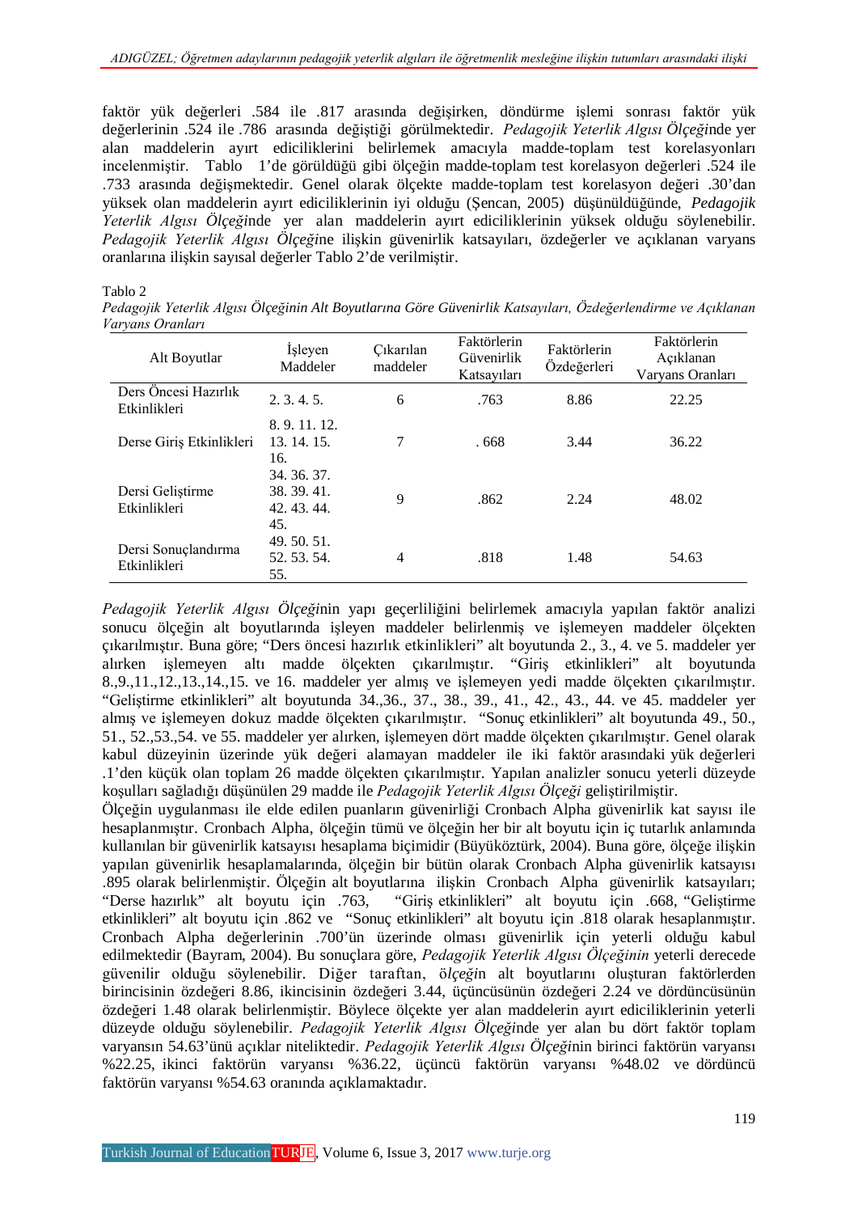faktör yük değerleri .584 ile .817 arasında değişirken, döndürme işlemi sonrası faktör yük değerlerinin .524 ile .786 arasında değiştiği görülmektedir. *Pedagojik Yeterlik Algısı Ölçeği*nde yer alan maddelerin ayırt ediciliklerini belirlemek amacıyla madde-toplam test korelasyonları incelenmiştir. Tablo 1'de görüldüğü gibi ölçeğin madde-toplam test korelasyon değerleri .524 ile .733 arasında değişmektedir. Genel olarak ölçekte madde-toplam test korelasyon değeri .30'dan yüksek olan maddelerin ayırt ediciliklerinin iyi olduğu (Şencan, 2005) düşünüldüğünde, *Pedagojik Yeterlik Algısı Ölçeği*nde yer alan maddelerin ayırt ediciliklerinin yüksek olduğu söylenebilir. *Pedagojik Yeterlik Algısı Ölçeği*ne ilişkin güvenirlik katsayıları, özdeğerler ve açıklanan varyans oranlarına ilişkin sayısal değerler Tablo 2'de verilmiştir.

Tablo 2

*Pedagojik Yeterlik Algısı Ölçeğinin Alt Boyutlarına Göre Güvenirlik Katsayıları, Özdeğerlendirme ve Açıklanan Varyans Oranları*

| Alt Boyutlar | İşleyen Maddeler | Çıkarılan maddeler | Faktörlerin Güvenirlik Katsayıları | Faktörlerin Özdeğerleri | Faktörlerin Açıklanan Varyans Oranları |
|---|---|---|---|---|---|
| Ders Öncesi Hazırlık Etkinlikleri | 2. 3. 4. 5. | 6 | .763 | 8.86 | 22.25 |
| Derse Giriş Etkinlikleri | 8. 9. 11. 12. 13. 14. 15. 16. | 7 | . 668 | 3.44 | 36.22 |
| Dersi Geliştirme Etkinlikleri | 34. 36. 37. 38. 39. 41. 42. 43. 44. 45. | 9 | .862 | 2.24 | 48.02 |
| Dersi Sonuçlandırma Etkinlikleri | 49. 50. 51. 52. 53. 54. 55. | 4 | .818 | 1.48 | 54.63 |

*Pedagojik Yeterlik Algısı Ölçeği*nin yapı geçerliliğini belirlemek amacıyla yapılan faktör analizi sonucu ölçeğin alt boyutlarında işleyen maddeler belirlenmiş ve işlemeyen maddeler ölçekten çıkarılmıştır. Buna göre; "Ders öncesi hazırlık etkinlikleri" alt boyutunda 2., 3., 4. ve 5. maddeler yer alırken işlemeyen altı madde ölçekten çıkarılmıştır. "Giriş etkinlikleri" alt boyutunda 8.,9.,11.,12.,13.,14.,15. ve 16. maddeler yer almış ve işlemeyen yedi madde ölçekten çıkarılmıştır. "Geliştirme etkinlikleri" alt boyutunda 34.,36., 37., 38., 39., 41., 42., 43., 44. ve 45. maddeler yer almış ve işlemeyen dokuz madde ölçekten çıkarılmıştır. "Sonuç etkinlikleri" alt boyutunda 49., 50., 51., 52.,53.,54. ve 55. maddeler yer alırken, işlemeyen dört madde ölçekten çıkarılmıştır. Genel olarak kabul düzeyinin üzerinde yük değeri alamayan maddeler ile iki faktör arasındaki yük değerleri .1'den küçük olan toplam 26 madde ölçekten çıkarılmıştır. Yapılan analizler sonucu yeterli düzeyde koşulları sağladığı düşünülen 29 madde ile *Pedagojik Yeterlik Algısı Ölçeği* geliştirilmiştir.

Ölçeğin uygulanması ile elde edilen puanların güvenirliği Cronbach Alpha güvenirlik kat sayısı ile hesaplanmıştır. Cronbach Alpha, ölçeğin tümü ve ölçeğin her bir alt boyutu için iç tutarlık anlamında kullanılan bir güvenirlik katsayısı hesaplama biçimidir (Büyüköztürk, 2004). Buna göre, ölçeğe ilişkin yapılan güvenirlik hesaplamalarında, ölçeğin bir bütün olarak Cronbach Alpha güvenirlik katsayısı .895 olarak belirlenmiştir. Ölçeğin alt boyutlarına ilişkin Cronbach Alpha güvenirlik katsayıları; "Derse hazırlık" alt boyutu için .763, "Giriş etkinlikleri" alt boyutu için .668, "Geliştirme etkinlikleri" alt boyutu için .862 ve "Sonuç etkinlikleri" alt boyutu için .818 olarak hesaplanmıştır. Cronbach Alpha değerlerinin .700'ün üzerinde olması güvenirlik için yeterli olduğu kabul edilmektedir (Bayram, 2004). Bu sonuçlara göre, *Pedagojik Yeterlik Algısı Ölçeğinin* yeterli derecede güvenilir olduğu söylenebilir. Diğer taraftan, *ölçeği*n alt boyutlarını oluşturan faktörlerden birincisinin özdeğeri 8.86, ikincisinin özdeğeri 3.44, üçüncüsünün özdeğeri 2.24 ve dördüncüsünün özdeğeri 1.48 olarak belirlenmiştir. Böylece ölçekte yer alan maddelerin ayırt ediciliklerinin yeterli düzeyde olduğu söylenebilir. *Pedagojik Yeterlik Algısı Ölçeği*nde yer alan bu dört faktör toplam varyansın 54.63'ünü açıklar niteliktedir. *Pedagojik Yeterlik Algısı Ölçeği*nin birinci faktörün varyansı %22.25, ikinci faktörün varyansı %36.22, üçüncü faktörün varyansı %48.02 ve dördüncü faktörün varyansı %54.63 oranında açıklamaktadır.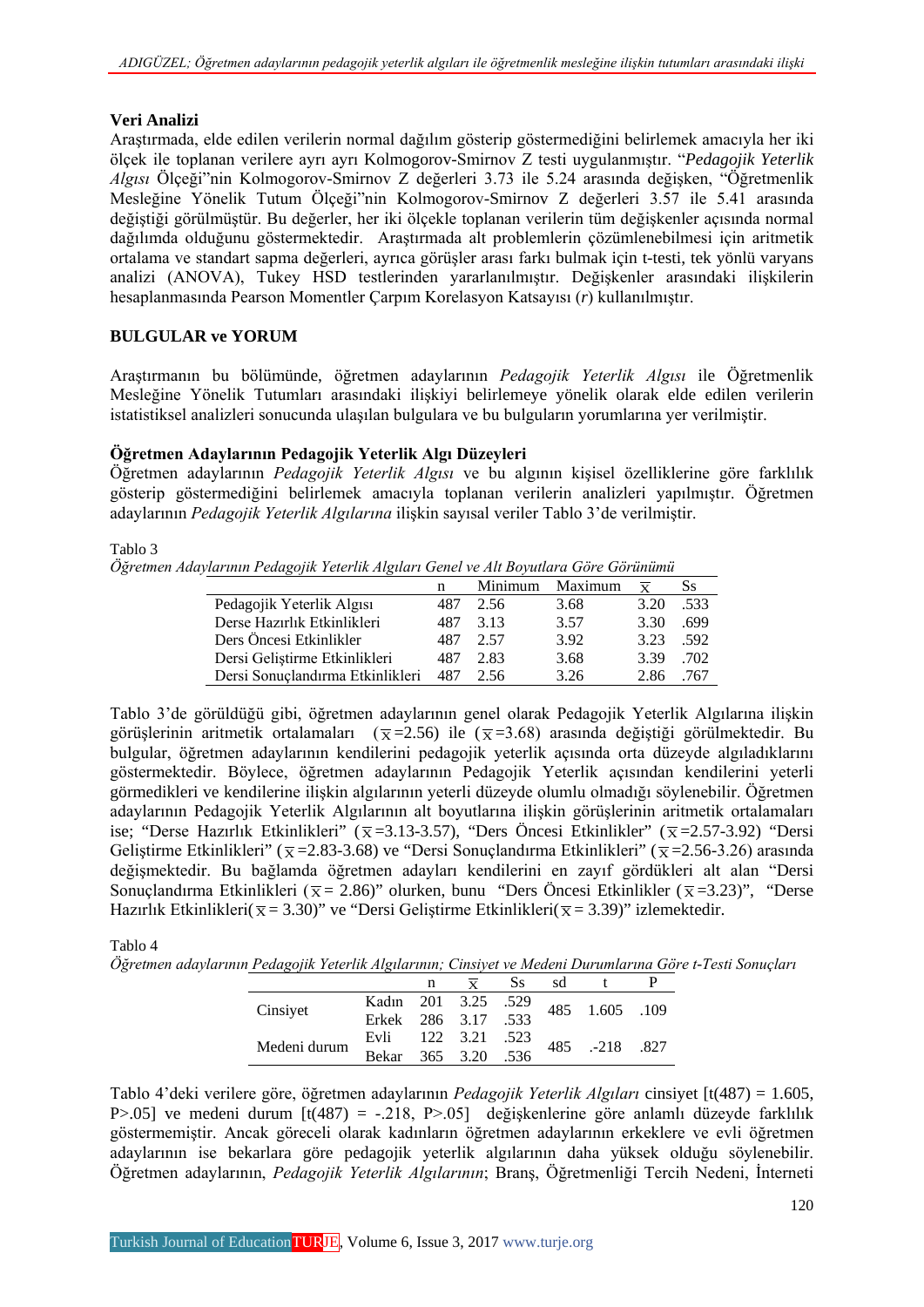## Veri Analizi

Araştırmada, elde edilen verilerin normal dağılım gösterip göstermediğini belirlemek amacıyla her iki ölçek ile toplanan verilere ayrı ayrı Kolmogorov-Smirnov Z testi uygulanmıştır. "*Pedagojik Yeterlik Algısı* Ölçeği"nin Kolmogorov-Smirnov Z değerleri 3.73 ile 5.24 arasında değişken, "Öğretmenlik Mesleğine Yönelik Tutum Ölçeği"nin Kolmogorov-Smirnov Z değerleri 3.57 ile 5.41 arasında değiştiği görülmüştür. Bu değerler, her iki ölçekle toplanan verilerin tüm değişkenler açısında normal dağılımda olduğunu göstermektedir. Araştırmada alt problemlerin çözümlenebilmesi için aritmetik ortalama ve standart sapma değerleri, ayrıca görüşler arası farkı bulmak için t-testi, tek yönlü varyans analizi (ANOVA), Tukey HSD testlerinden yararlanılmıştır. Değişkenler arasındaki ilişkilerin hesaplanmasında Pearson Momentler Çarpım Korelasyon Katsayısı (*r*) kullanılmıştır.

## BULGULAR ve YORUM

Araştırmanın bu bölümünde, öğretmen adaylarının *Pedagojik Yeterlik Algısı* ile Öğretmenlik Mesleğine Yönelik Tutumları arasındaki ilişkiyi belirlemeye yönelik olarak elde edilen verilerin istatistiksel analizleri sonucunda ulaşılan bulgulara ve bu bulguların yorumlarına yer verilmiştir.

### Öğretmen Adaylarının Pedagojik Yeterlik Algı Düzeyleri

Öğretmen adaylarının *Pedagojik Yeterlik Algısı* ve bu algının kişisel özelliklerine göre farklılık gösterip göstermediğini belirlemek amacıyla toplanan verilerin analizleri yapılmıştır. Öğretmen adaylarının *Pedagojik Yeterlik Algılarına* ilişkin sayısal veriler Tablo 3'de verilmiştir.

Tablo 3

*Öğretmen Adaylarının Pedagojik Yeterlik Algıları Genel ve Alt Boyutlara Göre Görünümü*

| | n | Minimum | Maximum | $\bar{x}$ | Ss |
|---|---|---|---|---|---|
| Pedagojik Yeterlik Algısı | 487 | 2.56 | 3.68 | 3.20 | .533 |
| Derse Hazırlık Etkinlikleri | 487 | 3.13 | 3.57 | 3.30 | .699 |
| Ders Öncesi Etkinlikler | 487 | 2.57 | 3.92 | 3.23 | .592 |
| Dersi Geliştirme Etkinlikleri | 487 | 2.83 | 3.68 | 3.39 | .702 |
| Dersi Sonuçlandırma Etkinlikleri | 487 | 2.56 | 3.26 | 2.86 | .767 |

Tablo 3'de görüldüğü gibi, öğretmen adaylarının genel olarak Pedagojik Yeterlik Algılarına ilişkin görüşlerinin aritmetik ortalamaları ($\bar{x}$=2.56) ile ($\bar{x}$=3.68) arasında değiştiği görülmektedir. Bu bulgular, öğretmen adaylarının kendilerini pedagojik yeterlik açısında orta düzeyde algıladıklarını göstermektedir. Böylece, öğretmen adaylarının Pedagojik Yeterlik açısından kendilerini yeterli görmedikleri ve kendilerine ilişkin algılarının yeterli düzeyde olumlu olmadığı söylenebilir. Öğretmen adaylarının Pedagojik Yeterlik Algılarının alt boyutlarına ilişkin görüşlerinin aritmetik ortalamaları ise; "Derse Hazırlık Etkinlikleri" ($\bar{x}$=3.13-3.57), "Ders Öncesi Etkinlikler" ($\bar{x}$=2.57-3.92) "Dersi Geliştirme Etkinlikleri" ($\bar{x}$=2.83-3.68) ve "Dersi Sonuçlandırma Etkinlikleri" ($\bar{x}$=2.56-3.26) arasında değişmektedir. Bu bağlamda öğretmen adayları kendilerini en zayıf gördükleri alt alan "Dersi Sonuçlandırma Etkinlikleri ($\bar{x}$= 2.86)" olurken, bunu "Ders Öncesi Etkinlikler ($\bar{x}$=3.23)", "Derse Hazırlık Etkinlikleri($\bar{x}$= 3.30)" ve "Dersi Geliştirme Etkinlikleri($\bar{x}$= 3.39)" izlemektedir.

Tablo 4

*Öğretmen adaylarının Pedagojik Yeterlik Algılarının; Cinsiyet ve Medeni Durumlarına Göre t-Testi Sonuçları*

| | | n | $\bar{x}$ | Ss | sd | t | P |
|---|---|---|---|---|---|---|---|
| Cinsiyet | Kadın | 201 | 3.25 | .529 | 485 | 1.605 | .109 |
| | Erkek | 286 | 3.17 | .533 | | | |
| Medeni durum | Evli | 122 | 3.21 | .523 | 485 | .-218 | .827 |
| | Bekar | 365 | 3.20 | .536 | | | |

Tablo 4'deki verilere göre, öğretmen adaylarının *Pedagojik Yeterlik Algıları* cinsiyet [t(487) = 1.605, P>.05] ve medeni durum [t(487) = -.218, P>.05] değişkenlerine göre anlamlı düzeyde farklılık göstermemiştir. Ancak göreceli olarak kadınların öğretmen adaylarının erkeklere ve evli öğretmen adaylarının ise bekarlara göre pedagojik yeterlik algılarının daha yüksek olduğu söylenebilir. Öğretmen adaylarının, *Pedagojik Yeterlik Algılarının*; Branş, Öğretmenliği Tercih Nedeni, İnterneti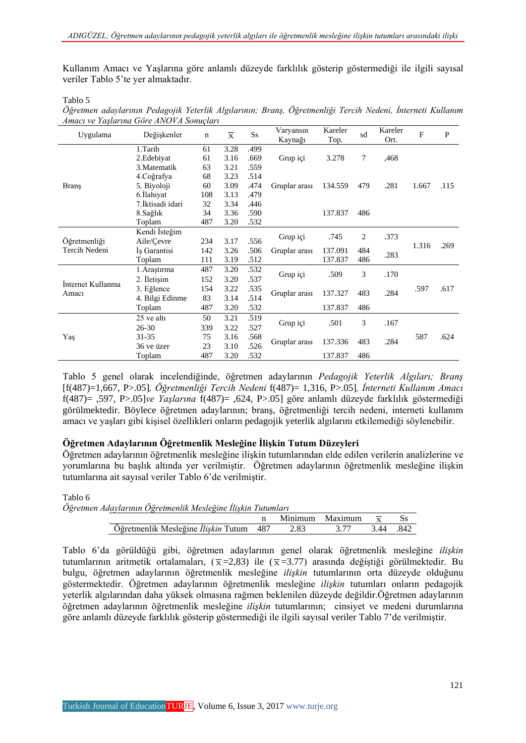Kullanım Amacı ve Yaşlarına göre anlamlı düzeyde farklılık gösterip göstermediği ile ilgili sayısal veriler Tablo 5'te yer almaktadır.

Tablo 5

*Öğretmen adaylarının Pedagojik Yeterlik Algılarının; Branş, Öğretmenliği Tercih Nedeni, İnterneti Kullanım Amacı ve Yaşlarına Göre ANOVA Sonuçları*

| Uygulama | Değişkenler | n | $\overline{X}$ | Ss | Varyansın Kaynağı | Kareler Top. | sd | Kareler Ort. | F | P |
|---|---|---|---|---|---|---|---|---|---|---|
| Branş | 1.Tarih | 61 | 3.28 | .499 | | | | | | |
| | 2.Edebiyat | 61 | 3.16 | .669 | Grup içi | 3.278 | 7 | ,468 | | |
| | 3.Matematik | 63 | 3.21 | .559 | | | | | | |
| | 4.Coğrafya | 68 | 3.23 | .514 | | | | | | |
| | 5. Biyoloji | 60 | 3.09 | .474 | Gruplar arası | 134.559 | 479 | .281 | 1.667 | .115 |
| | 6.İlahiyat | 108 | 3.13 | .479 | | | | | | |
| | 7.İktisadi idari | 32 | 3.34 | .446 | | | | | | |
| | 8.Sağlık | 34 | 3.36 | .590 | | 137.837 | 486 | | | |
| | Toplam | 487 | 3.20 | .532 | | | | | | |
| Öğretmenliği Tercih Nedeni | Kendi İsteğim | | | | Grup içi | .745 | 2 | .373 | 1.316 | .269 |
| | Aile/Çevre | 234 | 3.17 | .556 | | | | | | |
| | İş Garantisi | 142 | 3.26 | .506 | Gruplar arası | 137.091 | 484 | .283 | | |
| | Toplam | 111 | 3.19 | .512 | | 137.837 | 486 | | | |
| İnternet Kullanma Amacı | 1.Araştırma | 487 | 3.20 | .532 | Grup içi | .509 | 3 | .170 | .597 | .617 |
| | 2. İletişim | 152 | 3.20 | .537 | | | | | | |
| | 3. Eğlence | 154 | 3.22 | .535 | Gruplar arası | 137.327 | 483 | .284 | | |
| | 4. Bilgi Edinme | 83 | 3.14 | .514 | | | | | | |
| | Toplam | 487 | 3.20 | .532 | | 137.837 | 486 | | | |
| Yaş | 25 ve altı | 50 | 3.21 | .519 | Grup içi | .501 | 3 | .167 | 587 | .624 |
| | 26-30 | 339 | 3.22 | .527 | | | | | | |
| | 31-35 | 75 | 3.16 | .568 | Gruplar arası | 137.336 | 483 | .284 | | |
| | 36 ve üzer | 23 | 3.10 | .526 | | | | | | |
| | Toplam | 487 | 3.20 | .532 | | 137.837 | 486 | | | |

Tablo 5 genel olarak incelendiğinde, öğretmen adaylarının *Pedagojik Yeterlik Algıları; Branş* [f(487)=1,667, P>.05], *Öğretmenliği Tercih Nedeni* f(487)= 1,316, P>.05], *İnterneti Kullanım Amacı* f(487)= ,597, P>.05]*ve Yaşlarına* f(487)= ,624, P>.05] göre anlamlı düzeyde farklılık göstermediği görülmektedir. Böylece öğretmen adaylarının; branş, öğretmenliği tercih nedeni, interneti kullanım amacı ve yaşları gibi kişisel özellikleri onların pedagojik yeterlik algılarını etkilemediği söylenebilir.

**Öğretmen Adaylarının Öğretmenlik Mesleğine İlişkin Tutum Düzeyleri**

Öğretmen adaylarının öğretmenlik mesleğine ilişkin tutumlarından elde edilen verilerin analizlerine ve yorumlarına bu başlık altında yer verilmiştir. Öğretmen adaylarının öğretmenlik mesleğine ilişkin tutumlarına ait sayısal veriler Tablo 6'de verilmiştir.

Tablo 6

*Öğretmen Adaylarının Öğretmenlik Mesleğine İlişkin Tutumları*

| | n | Minimum | Maximum | $\overline{X}$ | Ss |
|---|---|---|---|---|---|
| Öğretmenlik Mesleğine *İlişkin* Tutum | 487 | 2.83 | 3.77 | 3.44 | .842 |

Tablo 6'da görüldüğü gibi, öğretmen adaylarının genel olarak öğretmenlik mesleğine *ilişkin* tutumlarının aritmetik ortalamaları, ($\overline{X}$=2,83) ile ($\overline{X}$=3.77) arasında değiştiği görülmektedir. Bu bulgu, öğretmen adaylarının öğretmenlik mesleğine *ilişkin* tutumlarının orta düzeyde olduğunu göstermektedir. Öğretmen adaylarının öğretmenlik mesleğine *ilişkin* tutumları onların pedagojik yeterlik algılarından daha yüksek olmasına rağmen beklenilen düzeyde değildir.Öğretmen adaylarının öğretmen adaylarının öğretmenlik mesleğine *ilişkin* tutumlarının; cinsiyet ve medeni durumlarına göre anlamlı düzeyde farklılık gösterip göstermediği ile ilgili sayısal veriler Tablo 7'de verilmiştir.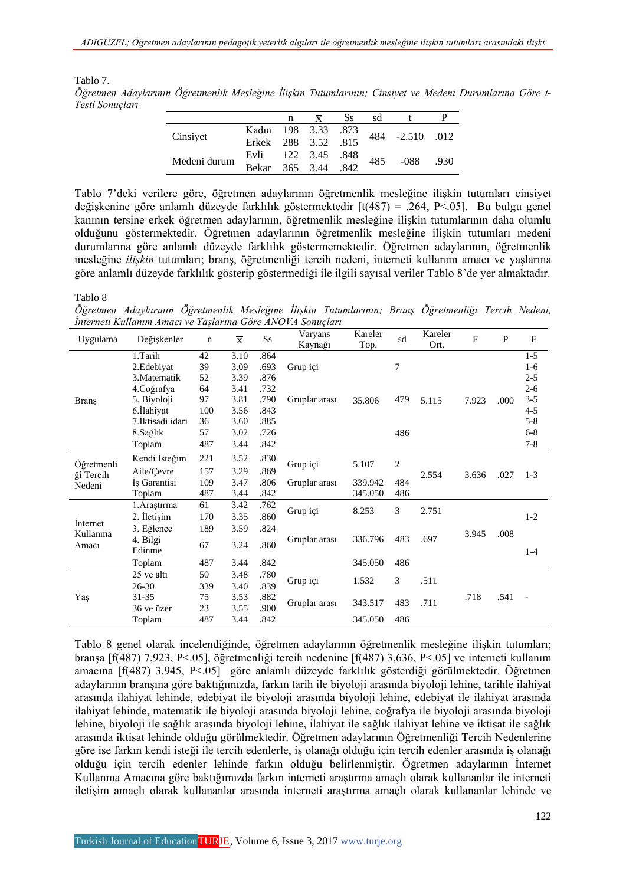Tablo 7.

*Öğretmen Adaylarının Öğretmenlik Mesleğine İlişkin Tutumlarının; Cinsiyet ve Medeni Durumlarına Göre t-Testi Sonuçları*

| | | n | $\bar{X}$ | Ss | sd | t | P |
|---|---|---|---|---|---|---|---|
| Cinsiyet | Kadın | 198 | 3.33 | .873 | 484 | -2.510 | .012 |
| | Erkek | 288 | 3.52 | .815 | | | |
| Medeni durum | Evli | 122 | 3.45 | .848 | 485 | -088 | .930 |
| | Bekar | 365 | 3.44 | .842 | | | |

Tablo 7'deki verilere göre, öğretmen adaylarının öğretmenlik mesleğine ilişkin tutumları cinsiyet değişkenine göre anlamlı düzeyde farklılık göstermektedir [t(487) = .264, P<.05]. Bu bulgu genel kanının tersine erkek öğretmen adaylarının, öğretmenlik mesleğine ilişkin tutumlarının daha olumlu olduğunu göstermektedir. Öğretmen adaylarının öğretmenlik mesleğine ilişkin tutumları medeni durumlarına göre anlamlı düzeyde farklılık göstermemektedir. Öğretmen adaylarının, öğretmenlik mesleğine *ilişkin* tutumları; branş, öğretmenliği tercih nedeni, interneti kullanım amacı ve yaşlarına göre anlamlı düzeyde farklılık gösterip göstermediği ile ilgili sayısal veriler Tablo 8'de yer almaktadır.

Tablo 8

*Öğretmen Adaylarının Öğretmenlik Mesleğine İlişkin Tutumlarının; Branş Öğretmenliği Tercih Nedeni, İnterneti Kullanım Amacı ve Yaşlarına Göre ANOVA Sonuçları*

| Uygulama | Değişkenler | n | $\bar{X}$ | Ss | Varyans Kaynağı | Kareler Top. | sd | Kareler Ort. | F | P | F |
|---|---|---|---|---|---|---|---|---|---|---|---|
| Branş | 1.Tarih | 42 | 3.10 | .864 | | | | | | | 1-5 |
| | 2.Edebiyat | 39 | 3.09 | .693 | Grup içi | | 7 | | | | 1-6 |
| | 3.Matematik | 52 | 3.39 | .876 | | | | | | | 2-5 |
| | 4.Coğrafya | 64 | 3.41 | .732 | | | | | | | 2-6 |
| | 5. Biyoloji | 97 | 3.81 | .790 | Gruplar arası | 35.806 | 479 | 5.115 | 7.923 | .000 | 3-5 |
| | 6.İlahiyat | 100 | 3.56 | .843 | | | | | | | 4-5 |
| | 7.İktisadi idari | 36 | 3.60 | .885 | | | | | | | 5-8 |
| | 8.Sağlık | 57 | 3.02 | .726 | | | 486 | | | | 6-8 |
| | Toplam | 487 | 3.44 | .842 | | | | | | | 7-8 |
| Öğretmenliği Tercih Nedeni | Kendi İsteğim | 221 | 3.52 | .830 | Grup içi | 5.107 | 2 | | | | |
| | Aile/Çevre | 157 | 3.29 | .869 | | | | 2.554 | 3.636 | .027 | 1-3 |
| | İş Garantisi | 109 | 3.47 | .806 | Gruplar arası | 339.942 | 484 | | | | |
| | Toplam | 487 | 3.44 | .842 | | 345.050 | 486 | | | | |
| İnternet Kullanma Amacı | 1.Araştırma | 61 | 3.42 | .762 | Grup içi | 8.253 | 3 | 2.751 | | | |
| | 2. İletişim | 170 | 3.35 | .860 | | | | | | | 1-2 |
| | 3. Eğlence | 189 | 3.59 | .824 | | | | | 3.945 | .008 | |
| | 4. Bilgi Edinme | 67 | 3.24 | .860 | Gruplar arası | 336.796 | 483 | .697 | | | 1-4 |
| | Toplam | 487 | 3.44 | .842 | | 345.050 | 486 | | | | |
| Yaş | 25 ve altı | 50 | 3.48 | .780 | Grup içi | 1.532 | 3 | .511 | | | |
| | 26-30 | 339 | 3.40 | .839 | | | | | | | |
| | 31-35 | 75 | 3.53 | .882 | | | | | .718 | .541 | - |
| | 36 ve üzer | 23 | 3.55 | .900 | Gruplar arası | 343.517 | 483 | .711 | | | |
| | Toplam | 487 | 3.44 | .842 | | 345.050 | 486 | | | | |

Tablo 8 genel olarak incelendiğinde, öğretmen adaylarının öğretmenlik mesleğine ilişkin tutumları; branşa [f(487) 7,923, P<.05], öğretmenliği tercih nedenine [f(487) 3,636, P<.05] ve interneti kullanım amacına [f(487) 3,945, P<.05] göre anlamlı düzeyde farklılık gösterdiği görülmektedir. Öğretmen adaylarının branşına göre baktığımızda, farkın tarih ile biyoloji arasında biyoloji lehine, tarihle ilahiyat arasında ilahiyat lehinde, edebiyat ile biyoloji arasında biyoloji lehine, edebiyat ile ilahiyat arasında ilahiyat lehinde, matematik ile biyoloji arasında biyoloji lehine, coğrafya ile biyoloji arasında biyoloji lehine, biyoloji ile sağlık arasında biyoloji lehinde, ilahiyat ile sağlık ilahiyat lehinde ve iktisat ile sağlık arasında iktisat lehinde olduğu görülmektedir. Öğretmen adaylarının Öğretmenliği Tercih Nedenlerine göre ise farkın kendi isteği ile tercih edenlerle, iş olanağı olduğu için tercih edenler arasında iş olanağı olduğu için tercih edenler lehinde farkın olduğu belirlenmiştir. Öğretmen adaylarının İnternet Kullanma Amacına göre baktığımızda farkın interneti araştırma amaçlı olarak kullananlar ile interneti iletişim amaçlı olarak kullananlar arasında interneti araştırma amaçlı olarak kullananlar lehinde ve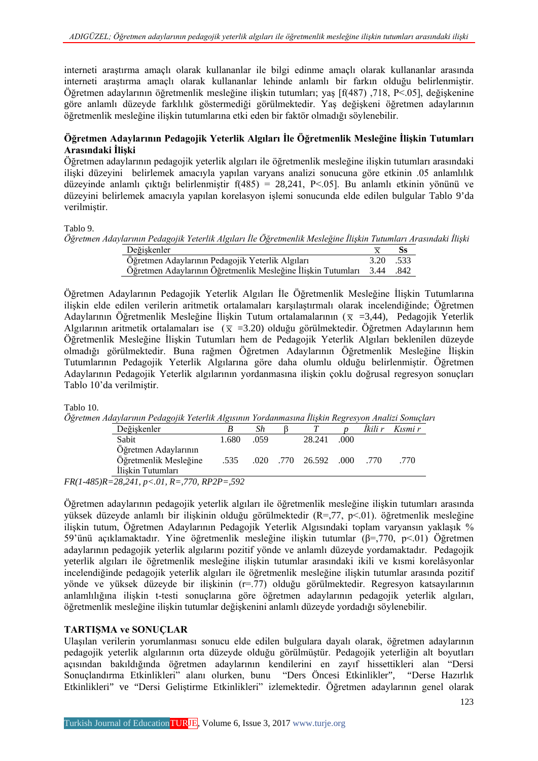interneti araştırma amaçlı olarak kullananlar ile bilgi edinme amaçlı olarak kullananlar arasında interneti araştırma amaçlı olarak kullananlar lehinde anlamlı bir farkın olduğu belirlenmiştir. Öğretmen adaylarının öğretmenlik mesleğine ilişkin tutumları; yaş [f(487) ,718, P<.05], değişkenine göre anlamlı düzeyde farklılık göstermediği görülmektedir. Yaş değişkeni öğretmen adaylarının öğretmenlik mesleğine ilişkin tutumlarına etki eden bir faktör olmadığı söylenebilir.

**Öğretmen Adaylarının Pedagojik Yeterlik Algıları İle Öğretmenlik Mesleğine İlişkin Tutumları Arasındaki İlişki**

Öğretmen adaylarının pedagojik yeterlik algıları ile öğretmenlik mesleğine ilişkin tutumları arasındaki ilişki düzeyini belirlemek amacıyla yapılan varyans analizi sonucuna göre etkinin .05 anlamlılık düzeyinde anlamlı çıktığı belirlenmiştir f(485) = 28,241, P<.05]. Bu anlamlı etkinin yönünü ve düzeyini belirlemek amacıyla yapılan korelasyon işlemi sonucunda elde edilen bulgular Tablo 9'da verilmiştir.

Tablo 9.

*Öğretmen Adaylarının Pedagojik Yeterlik Algıları İle Öğretmenlik Mesleğine İlişkin Tutumları Arasındaki İlişki*

| Değişkenler | $\bar{X}$ | Ss |
|---|---|---|
| Öğretmen Adaylarının Pedagojik Yeterlik Algıları | 3.20 | .533 |
| Öğretmen Adaylarının Öğretmenlik Mesleğine İlişkin Tutumları | 3.44 | .842 |

Öğretmen Adaylarının Pedagojik Yeterlik Algıları İle Öğretmenlik Mesleğine İlişkin Tutumlarına ilişkin elde edilen verilerin aritmetik ortalamaları karşılaştırmalı olarak incelendiğinde; Öğretmen Adaylarının Öğretmenlik Mesleğine İlişkin Tutum ortalamalarının ($\bar{X}$ =3,44), Pedagojik Yeterlik Algılarının aritmetik ortalamaları ise ($\bar{X}$ =3.20) olduğu görülmektedir. Öğretmen Adaylarının hem Öğretmenlik Mesleğine İlişkin Tutumları hem de Pedagojik Yeterlik Algıları beklenilen düzeyde olmadığı görülmektedir. Buna rağmen Öğretmen Adaylarının Öğretmenlik Mesleğine İlişkin Tutumlarının Pedagojik Yeterlik Algılarına göre daha olumlu olduğu belirlenmiştir. Öğretmen Adaylarının Pedagojik Yeterlik algılarının yordanmasına ilişkin çoklu doğrusal regresyon sonuçları Tablo 10'da verilmiştir.

Tablo 10.

*Öğretmen Adaylarının Pedagojik Yeterlik Algısının Yordanmasına İlişkin Regresyon Analizi Sonuçları*

| Değişkenler | *B* | *Sh* | β | *T* | *p* | *İkili r* | *Kısmi r* |
|---|---|---|---|---|---|---|---|
| Sabit | 1.680 | .059 | | 28.241 | .000 | | |
| Öğretmen Adaylarının Öğretmenlik Mesleğine İlişkin Tutumları | .535 | .020 | .770 | 26.592 | .000 | .770 | .770 |

*FR(1-485)R=28,241, p<.01, R=,770, RP2P=,592*

Öğretmen adaylarının pedagojik yeterlik algıları ile öğretmenlik mesleğine ilişkin tutumları arasında yüksek düzeyde anlamlı bir ilişkinin olduğu görülmektedir (R=,77, p<.01). öğretmenlik mesleğine ilişkin tutum, Öğretmen Adaylarının Pedagojik Yeterlik Algısındaki toplam varyansın yaklaşık % 59'ünü açıklamaktadır. Yine öğretmenlik mesleğine ilişkin tutumlar (β=,770, p<.01) Öğretmen adaylarının pedagojik yeterlik algılarını pozitif yönde ve anlamlı düzeyde yordamaktadır. Pedagojik yeterlik algıları ile öğretmenlik mesleğine ilişkin tutumlar arasındaki ikili ve kısmi korelâsyonlar incelendiğinde pedagojik yeterlik algıları ile öğretmenlik mesleğine ilişkin tutumlar arasında pozitif yönde ve yüksek düzeyde bir ilişkinin (r=.77) olduğu görülmektedir. Regresyon katsayılarının anlamlılığına ilişkin t-testi sonuçlarına göre öğretmen adaylarının pedagojik yeterlik algıları, öğretmenlik mesleğine ilişkin tutumlar değişkenini anlamlı düzeyde yordadığı söylenebilir.

## TARTIŞMA ve SONUÇLAR

Ulaşılan verilerin yorumlanması sonucu elde edilen bulgulara dayalı olarak, öğretmen adaylarının pedagojik yeterlik algılarının orta düzeyde olduğu görülmüştür. Pedagojik yeterliğin alt boyutları açısından bakıldığında öğretmen adaylarının kendilerini en zayıf hissettikleri alan "Dersi Sonuçlandırma Etkinlikleri" alanı olurken, bunu "Ders Öncesi Etkinlikler", "Derse Hazırlık Etkinlikleri" ve "Dersi Geliştirme Etkinlikleri" izlemektedir. Öğretmen adaylarının genel olarak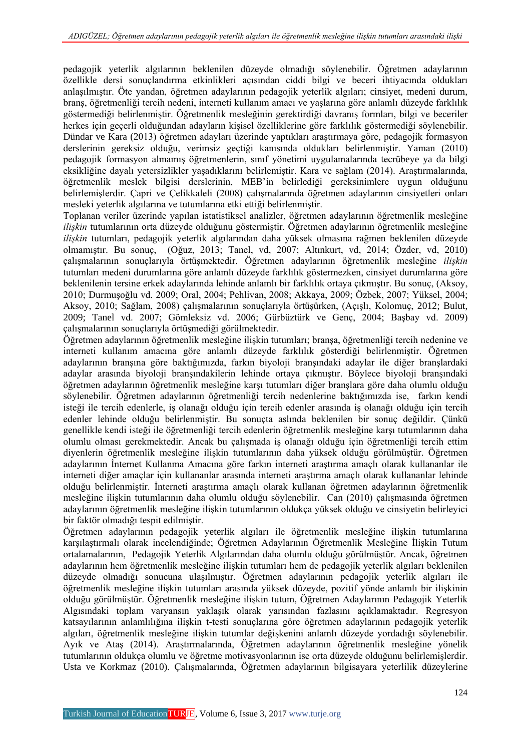pedagojik yeterlik algılarının beklenilen düzeyde olmadığı söylenebilir. Öğretmen adaylarının özellikle dersi sonuçlandırma etkinlikleri açısından ciddi bilgi ve beceri ihtiyacında oldukları anlaşılmıştır. Öte yandan, öğretmen adaylarının pedagojik yeterlik algıları; cinsiyet, medeni durum, branş, öğretmenliği tercih nedeni, interneti kullanım amacı ve yaşlarına göre anlamlı düzeyde farklılık göstermediği belirlenmiştir. Öğretmenlik mesleğinin gerektirdiği davranış formları, bilgi ve beceriler herkes için geçerli olduğundan adayların kişisel özelliklerine göre farklılık göstermediği söylenebilir. Dündar ve Kara (2013) öğretmen adayları üzerinde yaptıkları araştırmaya göre, pedagojik formasyon derslerinin gereksiz olduğu, verimsiz geçtiği kanısında oldukları belirlenmiştir. Yaman (2010) pedagojik formasyon almamış öğretmenlerin, sınıf yönetimi uygulamalarında tecrübeye ya da bilgi eksikliğine dayalı yetersizlikler yaşadıklarını belirlemiştir. Kara ve sağlam (2014). Araştırmalarında, öğretmenlik meslek bilgisi derslerinin, MEB'in belirlediği gereksinimlere uygun olduğunu belirlemişlerdir. Çapri ve Çelikkaleli (2008) çalışmalarında öğretmen adaylarının cinsiyetleri onları mesleki yeterlik algılarına ve tutumlarına etki ettiği belirlenmiştir.

Toplanan veriler üzerinde yapılan istatistiksel analizler, öğretmen adaylarının öğretmenlik mesleğine *ilişkin* tutumlarının orta düzeyde olduğunu göstermiştir. Öğretmen adaylarının öğretmenlik mesleğine *ilişkin* tutumları, pedagojik yeterlik algılarından daha yüksek olmasına rağmen beklenilen düzeyde olmamıştır. Bu sonuç, (Oğuz, 2013; Tanel, vd, 2007; Altınkurt, vd, 2014; Özder, vd, 2010) çalışmalarının sonuçlarıyla örtüşmektedir. Öğretmen adaylarının öğretmenlik mesleğine *ilişkin* tutumları medeni durumlarına göre anlamlı düzeyde farklılık göstermezken, cinsiyet durumlarına göre beklenilenin tersine erkek adaylarında lehinde anlamlı bir farklılık ortaya çıkmıştır. Bu sonuç, (Aksoy, 2010; Durmuşoğlu vd. 2009; Oral, 2004; Pehlivan, 2008; Akkaya, 2009; Özbek, 2007; Yüksel, 2004; Aksoy, 2010; Sağlam, 2008) çalışmalarının sonuçlarıyla örtüşürken, (Açışlı, Kolomuç, 2012; Bulut, 2009; Tanel vd. 2007; Gömleksiz vd. 2006; Gürbüztürk ve Genç, 2004; Başbay vd. 2009) çalışmalarının sonuçlarıyla örtüşmediği görülmektedir.

Öğretmen adaylarının öğretmenlik mesleğine ilişkin tutumları; branşa, öğretmenliği tercih nedenine ve interneti kullanım amacına göre anlamlı düzeyde farklılık gösterdiği belirlenmiştir. Öğretmen adaylarının branşına göre baktığımızda, farkın biyoloji branşındaki adaylar ile diğer branşlardaki adaylar arasında biyoloji branşındakilerin lehinde ortaya çıkmıştır. Böylece biyoloji branşındaki öğretmen adaylarının öğretmenlik mesleğine karşı tutumları diğer branşlara göre daha olumlu olduğu söylenebilir. Öğretmen adaylarının öğretmenliği tercih nedenlerine baktığımızda ise, farkın kendi isteği ile tercih edenlerle, iş olanağı olduğu için tercih edenler arasında iş olanağı olduğu için tercih edenler lehinde olduğu belirlenmiştir. Bu sonuçta aslında beklenilen bir sonuç değildir. Çünkü genellikle kendi isteği ile öğretmenliği tercih edenlerin öğretmenlik mesleğine karşı tutumlarının daha olumlu olması gerekmektedir. Ancak bu çalışmada iş olanağı olduğu için öğretmenliği tercih ettim diyenlerin öğretmenlik mesleğine ilişkin tutumlarının daha yüksek olduğu görülmüştür. Öğretmen adaylarının İnternet Kullanma Amacına göre farkın interneti araştırma amaçlı olarak kullananlar ile interneti diğer amaçlar için kullananlar arasında interneti araştırma amaçlı olarak kullananlar lehinde olduğu belirlenmiştir. İnterneti araştırma amaçlı olarak kullanan öğretmen adaylarının öğretmenlik mesleğine ilişkin tutumlarının daha olumlu olduğu söylenebilir. Can (2010) çalışmasında öğretmen adaylarının öğretmenlik mesleğine ilişkin tutumlarının oldukça yüksek olduğu ve cinsiyetin belirleyici bir faktör olmadığı tespit edilmiştir.

Öğretmen adaylarının pedagojik yeterlik algıları ile öğretmenlik mesleğine ilişkin tutumlarına karşılaştırmalı olarak incelendiğinde; Öğretmen Adaylarının Öğretmenlik Mesleğine İlişkin Tutum ortalamalarının, Pedagojik Yeterlik Algılarından daha olumlu olduğu görülmüştür. Ancak, öğretmen adaylarının hem öğretmenlik mesleğine ilişkin tutumları hem de pedagojik yeterlik algıları beklenilen düzeyde olmadığı sonucuna ulaşılmıştır. Öğretmen adaylarının pedagojik yeterlik algıları ile öğretmenlik mesleğine ilişkin tutumları arasında yüksek düzeyde, pozitif yönde anlamlı bir ilişkinin olduğu görülmüştür. Öğretmenlik mesleğine ilişkin tutum, Öğretmen Adaylarının Pedagojik Yeterlik Algısındaki toplam varyansın yaklaşık olarak yarısından fazlasını açıklamaktadır. Regresyon katsayılarının anlamlılığına ilişkin t-testi sonuçlarına göre öğretmen adaylarının pedagojik yeterlik algıları, öğretmenlik mesleğine ilişkin tutumlar değişkenini anlamlı düzeyde yordadığı söylenebilir. Ayık ve Ataş (2014). Araştırmalarında, Öğretmen adaylarının öğretmenlik mesleğine yönelik tutumlarının oldukça olumlu ve öğretme motivasyonlarının ise orta düzeyde olduğunu belirlemişlerdir. Usta ve Korkmaz (2010). Çalışmalarında, Öğretmen adaylarının bilgisayara yeterlilik düzeylerine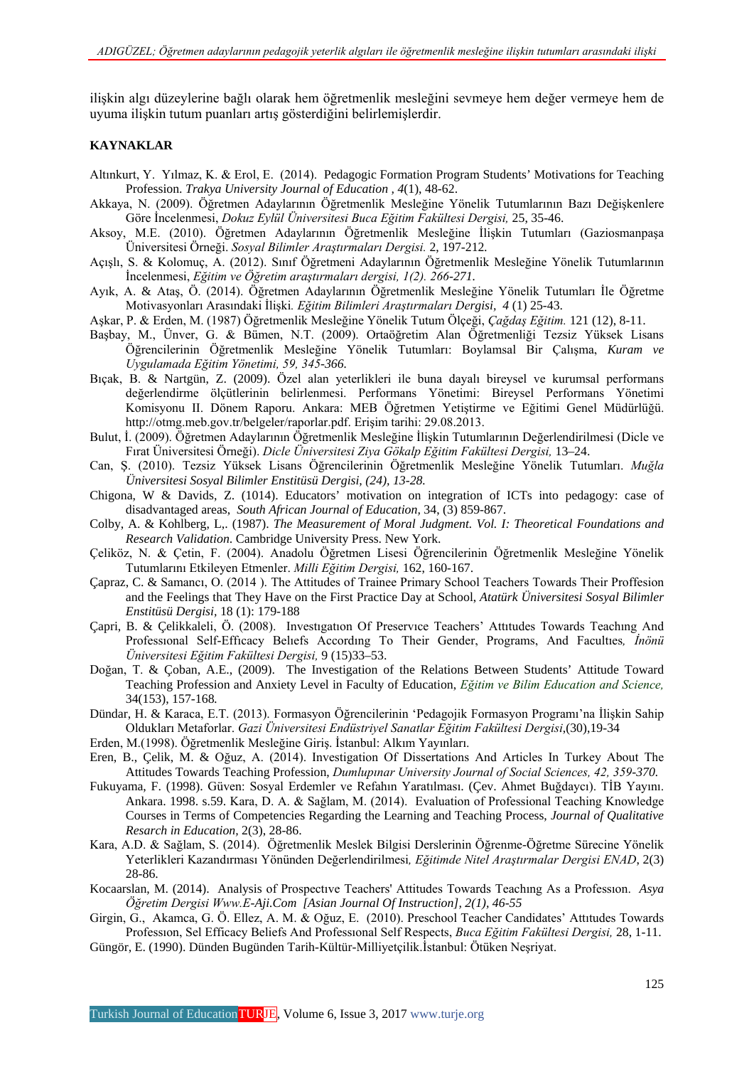ilişkin algı düzeylerine bağlı olarak hem öğretmenlik mesleğini sevmeye hem değer vermeye hem de uyuma ilişkin tutum puanları artış gösterdiğini belirlemişlerdir.

**KAYNAKLAR**

Altınkurt, Y. Yılmaz, K. & Erol, E. (2014). Pedagogic Formation Program Students' Motivations for Teaching Profession. *Trakya University Journal of Education , 4*(1), 48-62.

Akkaya, N. (2009). Öğretmen Adaylarının Öğretmenlik Mesleğine Yönelik Tutumlarının Bazı Değişkenlere Göre İncelenmesi, *Dokuz Eylül Üniversitesi Buca Eğitim Fakültesi Dergisi,* 25, 35-46.

Aksoy, M.E. (2010). Öğretmen Adaylarının Öğretmenlik Mesleğine İlişkin Tutumları (Gaziosmanpaşa Üniversitesi Örneği. *Sosyal Bilimler Araştırmaları Dergisi.* 2, 197-212.

Açışlı, S. & Kolomuç, A. (2012). Sınıf Öğretmeni Adaylarının Öğretmenlik Mesleğine Yönelik Tutumlarının İncelenmesi, *Eğitim ve Öğretim araştırmaları dergisi, 1(2). 266-271.*

Ayık, A. & Ataş, Ö. (2014). Öğretmen Adaylarının Öğretmenlik Mesleğine Yönelik Tutumları İle Öğretme Motivasyonları Arasındaki İlişki*. Eğitim Bilimleri Araştırmaları Dergisi, 4* (1) 25-43.

Aşkar, P. & Erden, M. (1987) Öğretmenlik Mesleğine Yönelik Tutum Ölçeği, *Çağdaş Eğitim.* 121 (12), 8-11.

Başbay, M., Ünver, G. & Bümen, N.T. (2009). Ortaöğretim Alan Öğretmenliği Tezsiz Yüksek Lisans Öğrencilerinin Öğretmenlik Mesleğine Yönelik Tutumları: Boylamsal Bir Çalışma, *Kuram ve Uygulamada Eğitim Yönetimi, 59, 345-366.*

Bıçak, B. & Nartgün, Z. (2009). Özel alan yeterlikleri ile buna dayalı bireysel ve kurumsal performans değerlendirme ölçütlerinin belirlenmesi. Performans Yönetimi: Bireysel Performans Yönetimi Komisyonu II. Dönem Raporu. Ankara: MEB Öğretmen Yetiştirme ve Eğitimi Genel Müdürlüğü. http://otmg.meb.gov.tr/belgeler/raporlar.pdf. Erişim tarihi: 29.08.2013.

Bulut, İ. (2009). Öğretmen Adaylarının Öğretmenlik Mesleğine İlişkin Tutumlarının Değerlendirilmesi (Dicle ve Fırat Üniversitesi Örneği). *Dicle Üniversitesi Ziya Gökalp Eğitim Fakültesi Dergisi,* 13–24.

Can, Ş. (2010). Tezsiz Yüksek Lisans Öğrencilerinin Öğretmenlik Mesleğine Yönelik Tutumları. *Muğla Üniversitesi Sosyal Bilimler Enstitüsü Dergisi, (24), 13-28.*

Chigona, W & Davids, Z. (1014). Educators' motivation on integration of ICTs into pedagogy: case of disadvantaged areas, *South African Journal of Education,* 34, (3) 859-867.

Colby, A. & Kohlberg, L,. (1987). *The Measurement of Moral Judgment. Vol. I: Theoretical Foundations and Research Validation*. Cambridge University Press. New York.

Çeliköz, N. & Çetin, F. (2004). Anadolu Öğretmen Lisesi Öğrencilerinin Öğretmenlik Mesleğine Yönelik Tutumlarını Etkileyen Etmenler. *Milli Eğitim Dergisi,* 162, 160-167.

Çapraz, C. & Samancı, O. (2014 ). The Attitudes of Trainee Primary School Teachers Towards Their Proffesion and the Feelings that They Have on the First Practice Day at School, *Atatürk Üniversitesi Sosyal Bilimler Enstitüsü Dergisi*, 18 (1): 179-188

Çapri, B. & Çelikkaleli, Ö. (2008). Investıgatıon Of Preservıce Teachers' Attıtudes Towards Teachıng And Professıonal Self-Effıcacy Belıefs Accordıng To Their Gender, Programs, And Facultıes*, İnönü Üniversitesi Eğitim Fakültesi Dergisi,* 9 (15)33–53.

Doğan, T. & Çoban, A.E., (2009). The Investigation of the Relations Between Students' Attitude Toward Teaching Profession and Anxiety Level in Faculty of Education, *Eğitim ve Bilim Education and Science,* 34(153), 157-168*.*

Dündar, H. & Karaca, E.T. (2013). Formasyon Öğrencilerinin 'Pedagojik Formasyon Programı'na İlişkin Sahip Oldukları Metaforlar. *Gazi Üniversitesi Endüstriyel Sanatlar Eğitim Fakültesi Dergisi*,(30),19-34

Erden, M.(1998). Öğretmenlik Mesleğine Giriş. İstanbul: Alkım Yayınları.

Eren, B., Çelik, M. & Oğuz, A. (2014). Investigation Of Dissertations And Articles In Turkey About The Attitudes Towards Teaching Profession, *Dumlupınar University Journal of Social Sciences, 42, 359-370.*

Fukuyama, F. (1998). Güven: Sosyal Erdemler ve Refahın Yaratılması. (Çev. Ahmet Buğdaycı). TİB Yayını. Ankara. 1998. s.59. Kara, D. A. & Sağlam, M. (2014). Evaluation of Professional Teaching Knowledge Courses in Terms of Competencies Regarding the Learning and Teaching Process, *Journal of Qualitative Resarch in Education*, 2(3), 28-86.

Kara, A.D. & Sağlam, S. (2014). Öğretmenlik Meslek Bilgisi Derslerinin Öğrenme-Öğretme Sürecine Yönelik Yeterlikleri Kazandırması Yönünden Değerlendirilmesi*, Eğitimde Nitel Araştırmalar Dergisi ENAD,* 2(3) 28-86.

Kocaarslan, M. (2014). Analysis of Prospectıve Teachers' Attitudes Towards Teachıng As a Professıon. *Asya Öğretim Dergisi Www.E-Aji.Com [Asian Journal Of Instruction], 2(1), 46-55*

Girgin, G., Akamca, G. Ö. Ellez, A. M. & Oğuz, E. (2010). Preschool Teacher Candidates' Attıtudes Towards Professıon, Sel Efficacy Beliefs And Professıonal Self Respects, *Buca Eğitim Fakültesi Dergisi,* 28, 1-11.

Güngör, E. (1990). Dünden Bugünden Tarih-Kültür-Milliyetçilik.İstanbul: Ötüken Neşriyat.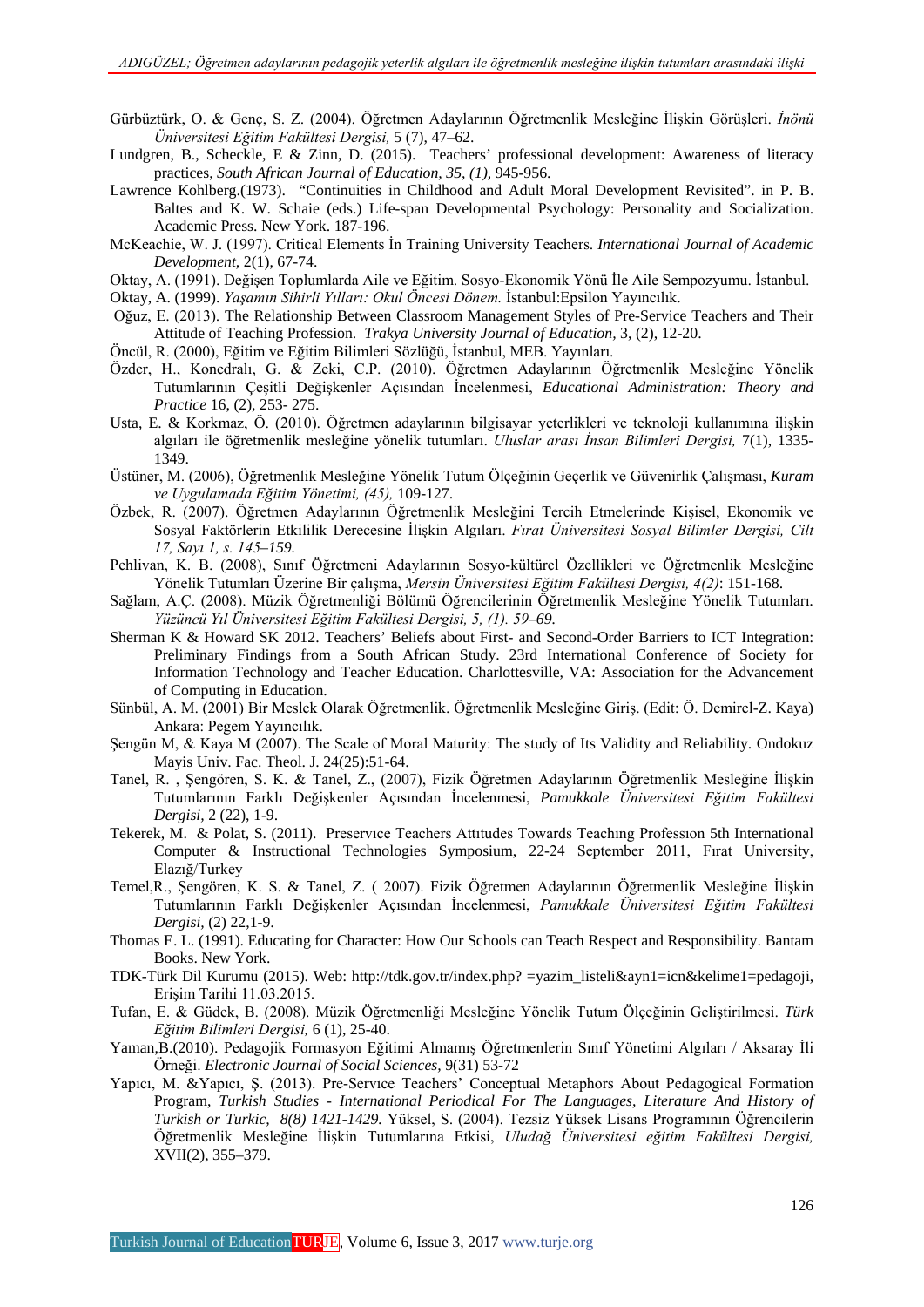Gürbüztürk, O. & Genç, S. Z. (2004). Öğretmen Adaylarının Öğretmenlik Mesleğine İlişkin Görüşleri. *İnönü Üniversitesi Eğitim Fakültesi Dergisi,* 5 (7), 47–62.

Lundgren, B., Scheckle, E & Zinn, D. (2015). Teachers' professional development: Awareness of literacy practices, *South African Journal of Education, 35, (1),* 945-956.

Lawrence Kohlberg.(1973). "Continuities in Childhood and Adult Moral Development Revisited". in P. B. Baltes and K. W. Schaie (eds.) Life-span Developmental Psychology: Personality and Socialization. Academic Press. New York. 187-196.

McKeachie, W. J. (1997). Critical Elements İn Training University Teachers. *International Journal of Academic Development,* 2(1), 67-74.

Oktay, A. (1991). Değişen Toplumlarda Aile ve Eğitim. Sosyo-Ekonomik Yönü İle Aile Sempozyumu. İstanbul.

Oktay, A. (1999). *Yaşamın Sihirli Yılları: Okul Öncesi Dönem.* İstanbul:Epsilon Yayıncılık.

Oğuz, E. (2013). The Relationship Between Classroom Management Styles of Pre-Service Teachers and Their Attitude of Teaching Profession. *Trakya University Journal of Education,* 3, (2), 12-20.

Öncül, R. (2000), Eğitim ve Eğitim Bilimleri Sözlüğü, İstanbul, MEB. Yayınları.

Özder, H., Konedralı, G. & Zeki, C.P. (2010). Öğretmen Adaylarının Öğretmenlik Mesleğine Yönelik Tutumlarının Çeşitli Değişkenler Açısından İncelenmesi, *Educational Administration: Theory and Practice* 16, (2), 253- 275.

Usta, E. & Korkmaz, Ö. (2010). Öğretmen adaylarının bilgisayar yeterlikleri ve teknoloji kullanımına ilişkin algıları ile öğretmenlik mesleğine yönelik tutumları. *Uluslar arası İnsan Bilimleri Dergisi,* 7(1), 1335-1349.

Üstüner, M. (2006), Öğretmenlik Mesleğine Yönelik Tutum Ölçeğinin Geçerlik ve Güvenirlik Çalışması, *Kuram ve Uygulamada Eğitim Yönetimi, (45),* 109-127.

Özbek, R. (2007). Öğretmen Adaylarının Öğretmenlik Mesleğini Tercih Etmelerinde Kişisel, Ekonomik ve Sosyal Faktörlerin Etkililik Derecesine İlişkin Algıları. *Fırat Üniversitesi Sosyal Bilimler Dergisi, Cilt 17, Sayı 1, s. 145–159.*

Pehlivan, K. B. (2008), Sınıf Öğretmeni Adaylarının Sosyo-kültürel Özellikleri ve Öğretmenlik Mesleğine Yönelik Tutumları Üzerine Bir çalışma, *Mersin Üniversitesi Eğitim Fakültesi Dergisi, 4(2)*: 151-168.

Sağlam, A.Ç. (2008). Müzik Öğretmenliği Bölümü Öğrencilerinin Öğretmenlik Mesleğine Yönelik Tutumları. *Yüzüncü Yıl Üniversitesi Eğitim Fakültesi Dergisi, 5, (1). 59–69.*

Sherman K & Howard SK 2012. Teachers' Beliefs about First- and Second-Order Barriers to ICT Integration: Preliminary Findings from a South African Study. 23rd International Conference of Society for Information Technology and Teacher Education. Charlottesville, VA: Association for the Advancement of Computing in Education.

Sünbül, A. M. (2001) Bir Meslek Olarak Öğretmenlik. Öğretmenlik Mesleğine Giriş. (Edit: Ö. Demirel-Z. Kaya) Ankara: Pegem Yayıncılık.

Şengün M, & Kaya M (2007). The Scale of Moral Maturity: The study of Its Validity and Reliability. Ondokuz Mayis Univ. Fac. Theol. J. 24(25):51-64.

Tanel, R. , Şengören, S. K. & Tanel, Z., (2007), Fizik Öğretmen Adaylarının Öğretmenlik Mesleğine İlişkin Tutumlarının Farklı Değişkenler Açısından İncelenmesi, *Pamukkale Üniversitesi Eğitim Fakültesi Dergisi,* 2 (22), 1-9.

Tekerek, M. & Polat, S. (2011). Preservıce Teachers Attıtudes Towards Teachıng Professıon 5th International Computer & Instructional Technologies Symposium, 22-24 September 2011, Fırat University, Elazığ/Turkey

Temel,R., Şengören, K. S. & Tanel, Z. ( 2007). Fizik Öğretmen Adaylarının Öğretmenlik Mesleğine İlişkin Tutumlarının Farklı Değişkenler Açısından İncelenmesi, *Pamukkale Üniversitesi Eğitim Fakültesi Dergisi,* (2) 22,1-9.

Thomas E. L. (1991). Educating for Character: How Our Schools can Teach Respect and Responsibility. Bantam Books. New York.

TDK-Türk Dil Kurumu (2015). Web: http://tdk.gov.tr/index.php? =yazim_listeli&ayn1=icn&kelime1=pedagoji, Erişim Tarihi 11.03.2015.

Tufan, E. & Güdek, B. (2008). Müzik Öğretmenliği Mesleğine Yönelik Tutum Ölçeğinin Geliştirilmesi. *Türk Eğitim Bilimleri Dergisi,* 6 (1), 25-40.

Yaman,B.(2010). Pedagojik Formasyon Eğitimi Almamış Öğretmenlerin Sınıf Yönetimi Algıları / Aksaray İli Örneği. *Electronic Journal of Social Sciences,* 9(31) 53-72

Yapıcı, M. &Yapıcı, Ş. (2013). Pre-Servıce Teachers' Conceptual Metaphors About Pedagogical Formation Program, *Turkish Studies - International Periodical For The Languages, Literature And History of Turkish or Turkic, 8(8) 1421-1429.* Yüksel, S. (2004). Tezsiz Yüksek Lisans Programının Öğrencilerin Öğretmenlik Mesleğine İlişkin Tutumlarına Etkisi, *Uludağ Üniversitesi eğitim Fakültesi Dergisi,* XVII(2), 355–379.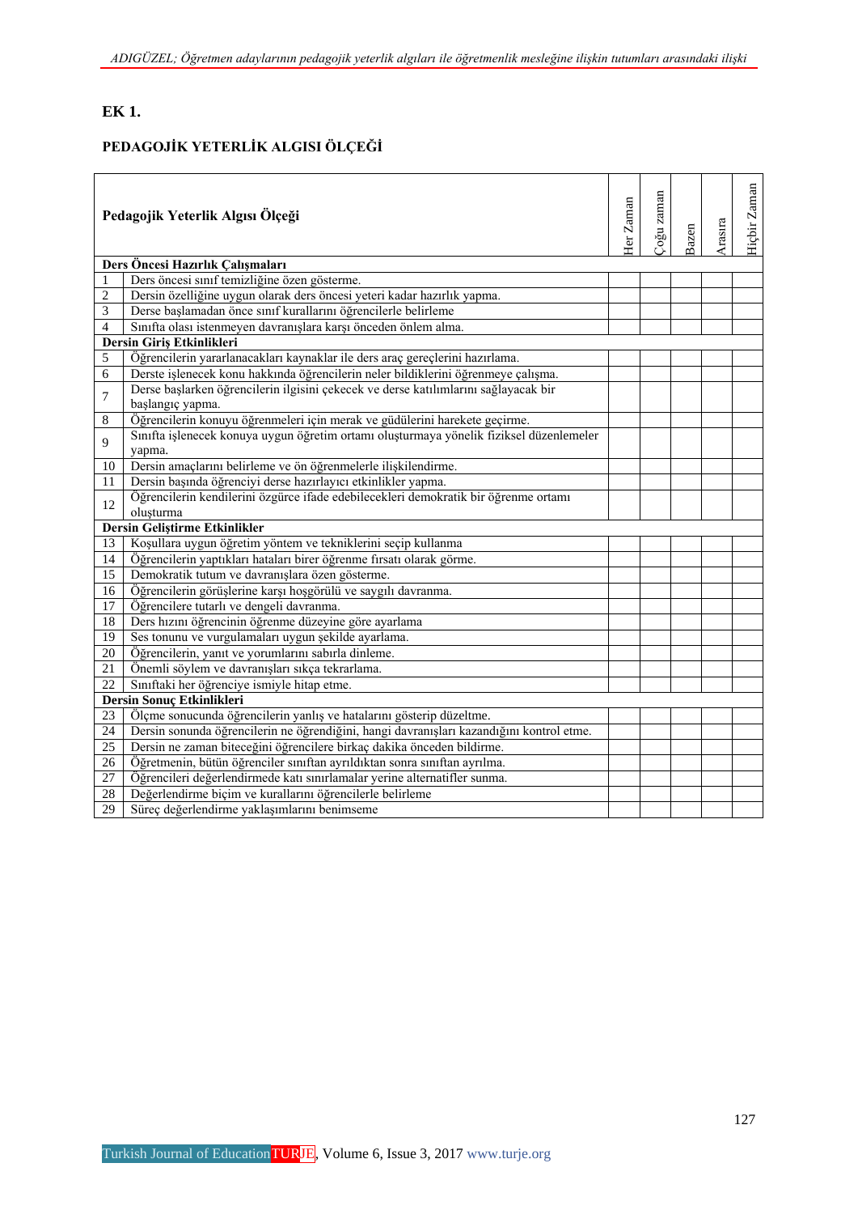## EK 1.

### PEDAGOJİK YETERLİK ALGISI ÖLÇEĞİ

| Pedagojik Yeterlik Algısı Ölçeği | | Her Zaman | Çoğu zaman | Bazen | Arasıra | Hiçbir Zaman |
|---|---|---|---|---|---|---|
| **Ders Öncesi Hazırlık Çalışmaları** | | | | | | |
| 1 | Ders öncesi sınıf temizliğine özen gösterme. | | | | | |
| 2 | Dersin özelliğine uygun olarak ders öncesi yeteri kadar hazırlık yapma. | | | | | |
| 3 | Derse başlamadan önce sınıf kurallarını öğrencilerle belirleme | | | | | |
| 4 | Sınıfta olası istenmeyen davranışlara karşı önceden önlem alma. | | | | | |
| **Dersin Giriş Etkinlikleri** | | | | | | |
| 5 | Öğrencilerin yararlanacakları kaynaklar ile ders araç gereçlerini hazırlama. | | | | | |
| 6 | Derste işlenecek konu hakkında öğrencilerin neler bildiklerini öğrenmeye çalışma. | | | | | |
| 7 | Derse başlarken öğrencilerin ilgisini çekecek ve derse katılımlarını sağlayacak bir başlangıç yapma. | | | | | |
| 8 | Öğrencilerin konuyu öğrenmeleri için merak ve güdülerini harekete geçirme. | | | | | |
| 9 | Sınıfta işlenecek konuya uygun öğretim ortamı oluşturmaya yönelik fiziksel düzenlemeler yapma. | | | | | |
| 10 | Dersin amaçlarını belirleme ve ön öğrenmelerle ilişkilendirme. | | | | | |
| 11 | Dersin başında öğrenciyi derse hazırlayıcı etkinlikler yapma. | | | | | |
| 12 | Öğrencilerin kendilerini özgürce ifade edebilecekleri demokratik bir öğrenme ortamı oluşturma | | | | | |
| **Dersin Geliştirme Etkinlikler** | | | | | | |
| 13 | Koşullara uygun öğretim yöntem ve tekniklerini seçip kullanma | | | | | |
| 14 | Öğrencilerin yaptıkları hataları birer öğrenme fırsatı olarak görme. | | | | | |
| 15 | Demokratik tutum ve davranışlara özen gösterme. | | | | | |
| 16 | Öğrencilerin görüşlerine karşı hoşgörülü ve saygılı davranma. | | | | | |
| 17 | Öğrencilere tutarlı ve dengeli davranma. | | | | | |
| 18 | Ders hızını öğrencinin öğrenme düzeyine göre ayarlama | | | | | |
| 19 | Ses tonunu ve vurgulamaları uygun şekilde ayarlama. | | | | | |
| 20 | Öğrencilerin, yanıt ve yorumlarını sabırla dinleme. | | | | | |
| 21 | Önemli söylem ve davranışları sıkça tekrarlama. | | | | | |
| 22 | Sınıftaki her öğrenciye ismiyle hitap etme. | | | | | |
| **Dersin Sonuç Etkinlikleri** | | | | | | |
| 23 | Ölçme sonucunda öğrencilerin yanlış ve hatalarını gösterip düzeltme. | | | | | |
| 24 | Dersin sonunda öğrencilerin ne öğrendiğini, hangi davranışları kazandığını kontrol etme. | | | | | |
| 25 | Dersin ne zaman biteceğini öğrencilere birkaç dakika önceden bildirme. | | | | | |
| 26 | Öğretmenin, bütün öğrenciler sınıftan ayrıldıktan sonra sınıftan ayrılma. | | | | | |
| 27 | Öğrencileri değerlendirmede katı sınırlamalar yerine alternatifler sunma. | | | | | |
| 28 | Değerlendirme biçim ve kurallarını öğrencilerle belirleme | | | | | |
| 29 | Süreç değerlendirme yaklaşımlarını benimseme | | | | | |